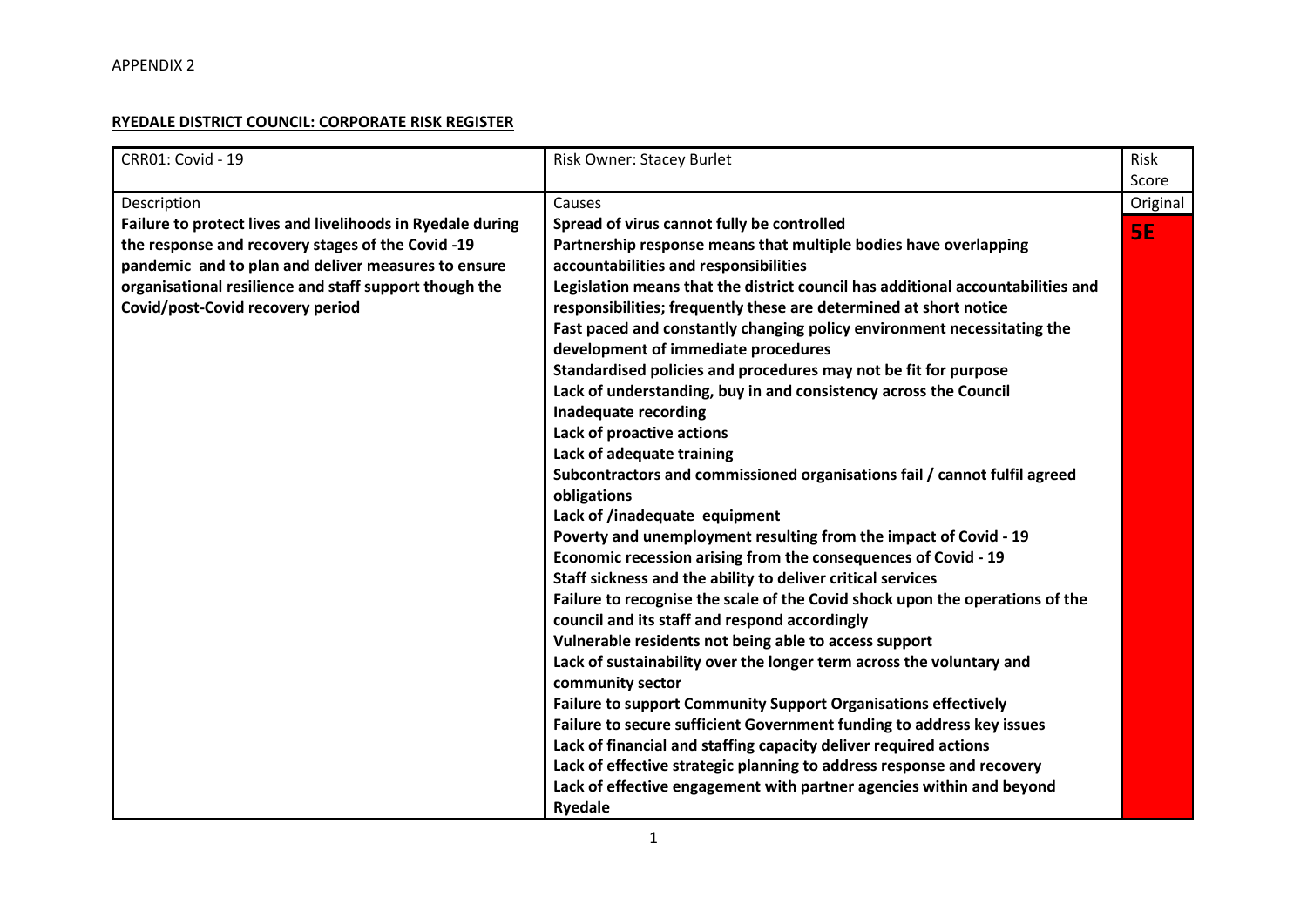APPENDIX 2

**RYEDALE DISTRICT COUNCIL: CORPORATE RISK REGISTER**

| CRR01: Covid - 19 | Risk Owner: Stacey Burlet | Risk Score |
| --- | --- | --- |
| Description<br>**Failure to protect lives and livelihoods in Ryedale during the response and recovery stages of the Covid -19 pandemic and to plan and deliver measures to ensure organisational resilience and staff support though the Covid/post-Covid recovery period** | Causes<br>**Spread of virus cannot fully be controlled**<br>**Partnership response means that multiple bodies have overlapping accountabilities and responsibilities**<br>**Legislation means that the district council has additional accountabilities and responsibilities; frequently these are determined at short notice**<br>**Fast paced and constantly changing policy environment necessitating the development of immediate procedures**<br>**Standardised policies and procedures may not be fit for purpose**<br>**Lack of understanding, buy in and consistency across the Council**<br>**Inadequate recording**<br>**Lack of proactive actions**<br>**Lack of adequate training**<br>**Subcontractors and commissioned organisations fail / cannot fulfil agreed obligations**<br>**Lack of /inadequate equipment**<br>**Poverty and unemployment resulting from the impact of Covid - 19**<br>**Economic recession arising from the consequences of Covid - 19**<br>**Staff sickness and the ability to deliver critical services**<br>**Failure to recognise the scale of the Covid shock upon the operations of the council and its staff and respond accordingly**<br>**Vulnerable residents not being able to access support**<br>**Lack of sustainability over the longer term across the voluntary and community sector**<br>**Failure to support Community Support Organisations effectively**<br>**Failure to secure sufficient Government funding to address key issues**<br>**Lack of financial and staffing capacity deliver required actions**<br>**Lack of effective strategic planning to address response and recovery**<br>**Lack of effective engagement with partner agencies within and beyond Ryedale** | Original<br>**5E** |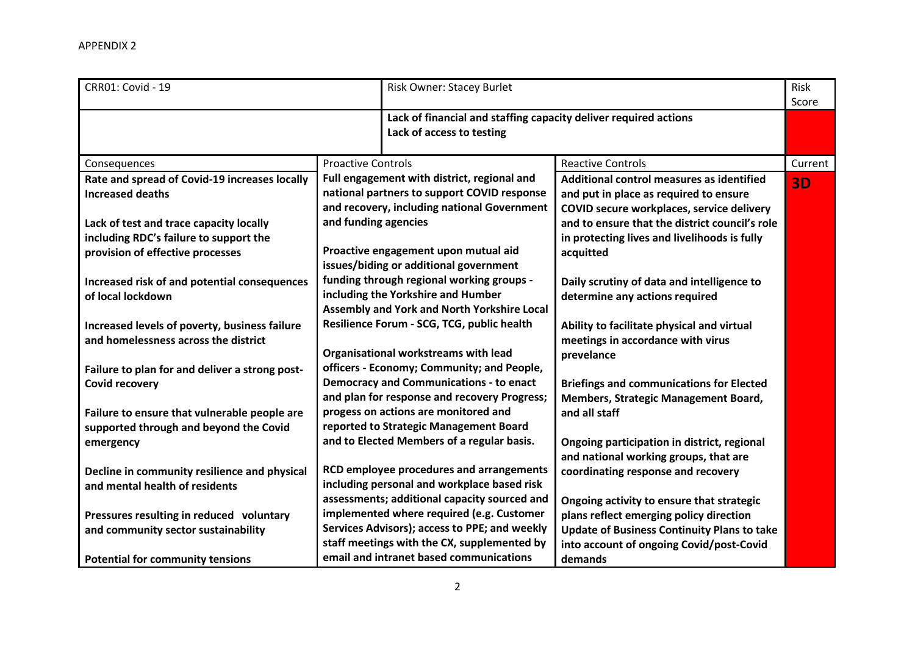APPENDIX 2

| CRR01: Covid - 19 | Risk Owner: Stacey Burlet | | Risk Score |
|---|---|---|---|
| | **Lack of financial and staffing capacity deliver required actions**<br>**Lack of access to testing** | | |
| Consequences | Proactive Controls | Reactive Controls | Current |
| **Rate and spread of Covid-19 increases locally**<br>**Increased deaths**<br><br>**Lack of test and trace capacity locally including RDC's failure to support the provision of effective processes**<br><br>**Increased risk of and potential consequences of local lockdown**<br><br>**Increased levels of poverty, business failure and homelessness across the district**<br><br>**Failure to plan for and deliver a strong post-Covid recovery**<br><br>**Failure to ensure that vulnerable people are supported through and beyond the Covid emergency**<br><br>**Decline in community resilience and physical and mental health of residents**<br><br>**Pressures resulting in reduced voluntary and community sector sustainability**<br><br>**Potential for community tensions** | **Full engagement with district, regional and national partners to support COVID response and recovery, including national Government and funding agencies**<br><br>**Proactive engagement upon mutual aid issues/biding or additional government funding through regional working groups - including the Yorkshire and Humber Assembly and York and North Yorkshire Local Resilience Forum - SCG, TCG, public health**<br><br>**Organisational workstreams with lead officers - Economy; Community; and People, Democracy and Communications - to enact and plan for response and recovery Progress; progess on actions are monitored and reported to Strategic Management Board and to Elected Members of a regular basis.**<br><br>**RCD employee procedures and arrangements including personal and workplace based risk assessments; additional capacity sourced and implemented where required (e.g. Customer Services Advisors); access to PPE; and weekly staff meetings with the CX, supplemented by email and intranet based communications** | **Additional control measures as identified and put in place as required to ensure COVID secure workplaces, service delivery and to ensure that the district council's role in protecting lives and livelihoods is fully acquitted**<br><br>**Daily scrutiny of data and intelligence to determine any actions required**<br><br>**Ability to facilitate physical and virtual meetings in accordance with virus prevelance**<br><br>**Briefings and communications for Elected Members, Strategic Management Board, and all staff**<br><br>**Ongoing participation in district, regional and national working groups, that are coordinating response and recovery**<br><br>**Ongoing activity to ensure that strategic plans reflect emerging policy direction**<br>**Update of Business Continuity Plans to take into account of ongoing Covid/post-Covid demands** | **3D** |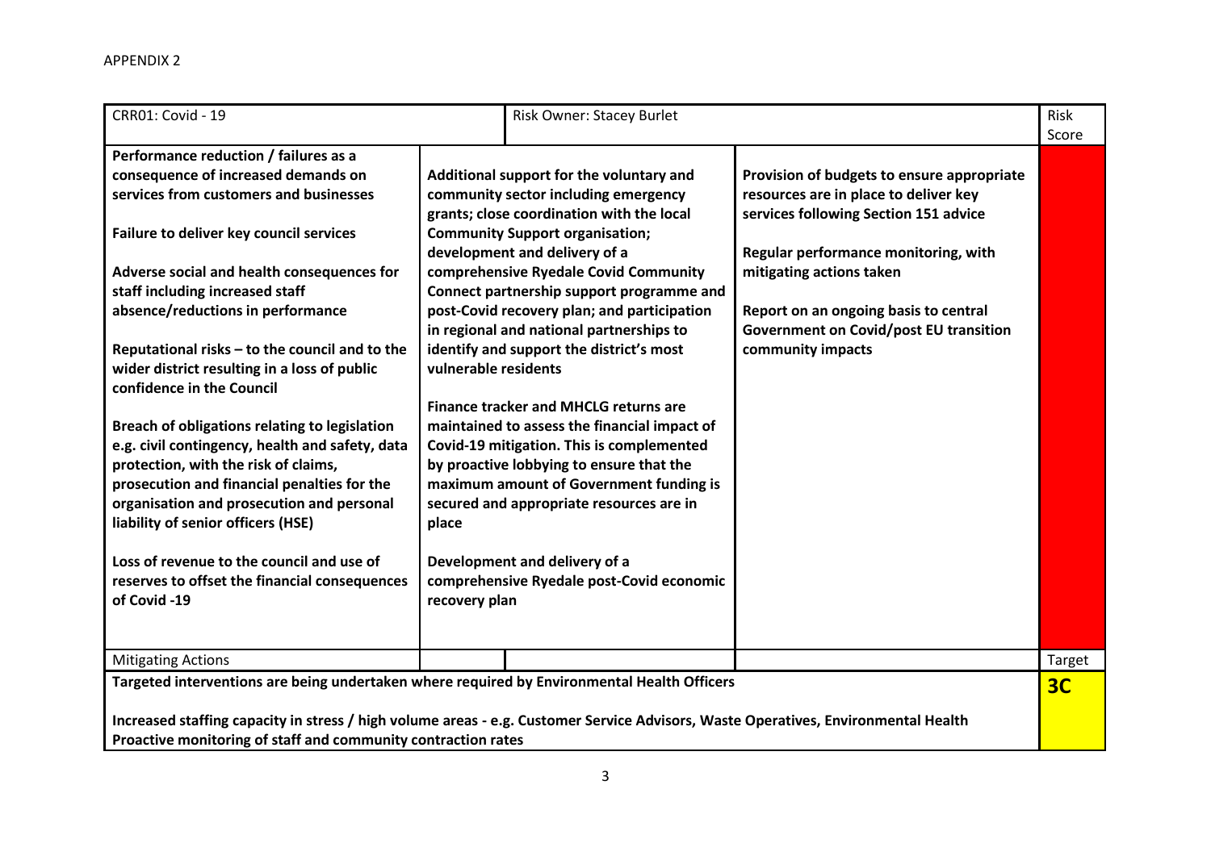APPENDIX 2

| CRR01: Covid - 19 | Risk Owner: Stacey Burlet | | Risk Score |
|---|---|---|---|
| **Performance reduction / failures as a consequence of increased demands on services from customers and businesses**<br><br>**Failure to deliver key council services**<br><br>**Adverse social and health consequences for staff including increased staff absence/reductions in performance**<br><br>**Reputational risks – to the council and to the wider district resulting in a loss of public confidence in the Council**<br><br>**Breach of obligations relating to legislation e.g. civil contingency, health and safety, data protection, with the risk of claims, prosecution and financial penalties for the organisation and prosecution and personal liability of senior officers (HSE)**<br><br>**Loss of revenue to the council and use of reserves to offset the financial consequences of Covid -19** | **Additional support for the voluntary and community sector including emergency grants; close coordination with the local Community Support organisation; development and delivery of a comprehensive Ryedale Covid Community Connect partnership support programme and post-Covid recovery plan; and participation in regional and national partnerships to identify and support the district's most vulnerable residents**<br><br>**Finance tracker and MHCLG returns are maintained to assess the financial impact of Covid-19 mitigation. This is complemented by proactive lobbying to ensure that the maximum amount of Government funding is secured and appropriate resources are in place**<br><br>**Development and delivery of a comprehensive Ryedale post-Covid economic recovery plan** | **Provision of budgets to ensure appropriate resources are in place to deliver key services following Section 151 advice**<br><br>**Regular performance monitoring, with mitigating actions taken**<br><br>**Report on an ongoing basis to central Government on Covid/post EU transition community impacts** | |
| Mitigating Actions | | | Target |
| **Targeted interventions are being undertaken where required by Environmental Health Officers**<br><br>**Increased staffing capacity in stress / high volume areas - e.g. Customer Service Advisors, Waste Operatives, Environmental Health**<br>**Proactive monitoring of staff and community contraction rates** | | | **3C** |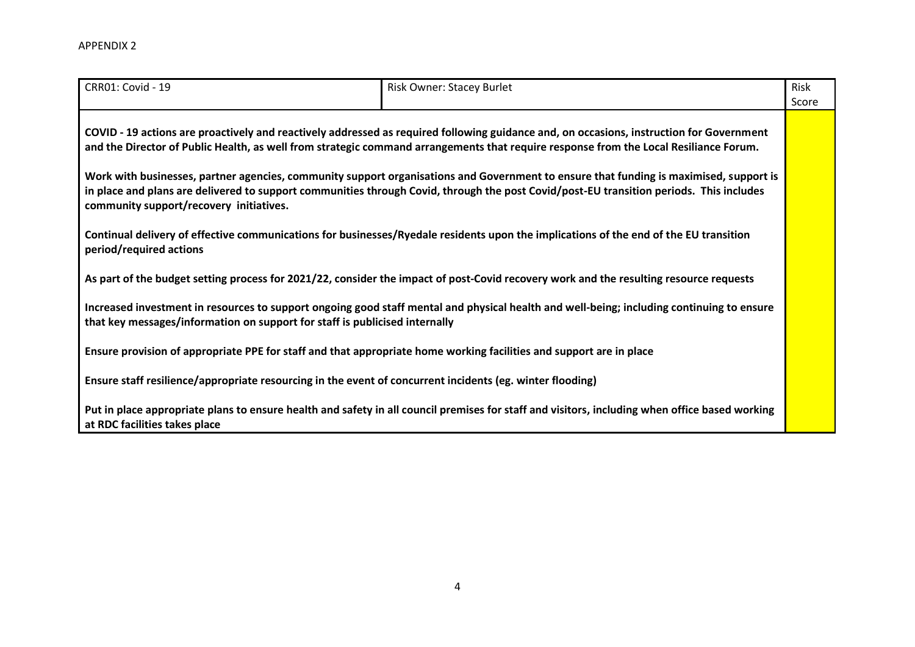APPENDIX 2

| CRR01: Covid - 19 | Risk Owner: Stacey Burlet | Risk Score |
|---|---|---|
| **COVID - 19 actions are proactively and reactively addressed as required following guidance and, on occasions, instruction for Government and the Director of Public Health, as well from strategic command arrangements that require response from the Local Resiliance Forum.**<br><br>**Work with businesses, partner agencies, community support organisations and Government to ensure that funding is maximised, support is in place and plans are delivered to support communities through Covid, through the post Covid/post-EU transition periods. This includes community support/recovery initiatives.**<br><br>**Continual delivery of effective communications for businesses/Ryedale residents upon the implications of the end of the EU transition period/required actions**<br><br>**As part of the budget setting process for 2021/22, consider the impact of post-Covid recovery work and the resulting resource requests**<br><br>**Increased investment in resources to support ongoing good staff mental and physical health and well-being; including continuing to ensure that key messages/information on support for staff is publicised internally**<br><br>**Ensure provision of appropriate PPE for staff and that appropriate home working facilities and support are in place**<br><br>**Ensure staff resilience/appropriate resourcing in the event of concurrent incidents (eg. winter flooding)**<br><br>**Put in place appropriate plans to ensure health and safety in all council premises for staff and visitors, including when office based working at RDC facilities takes place** | | |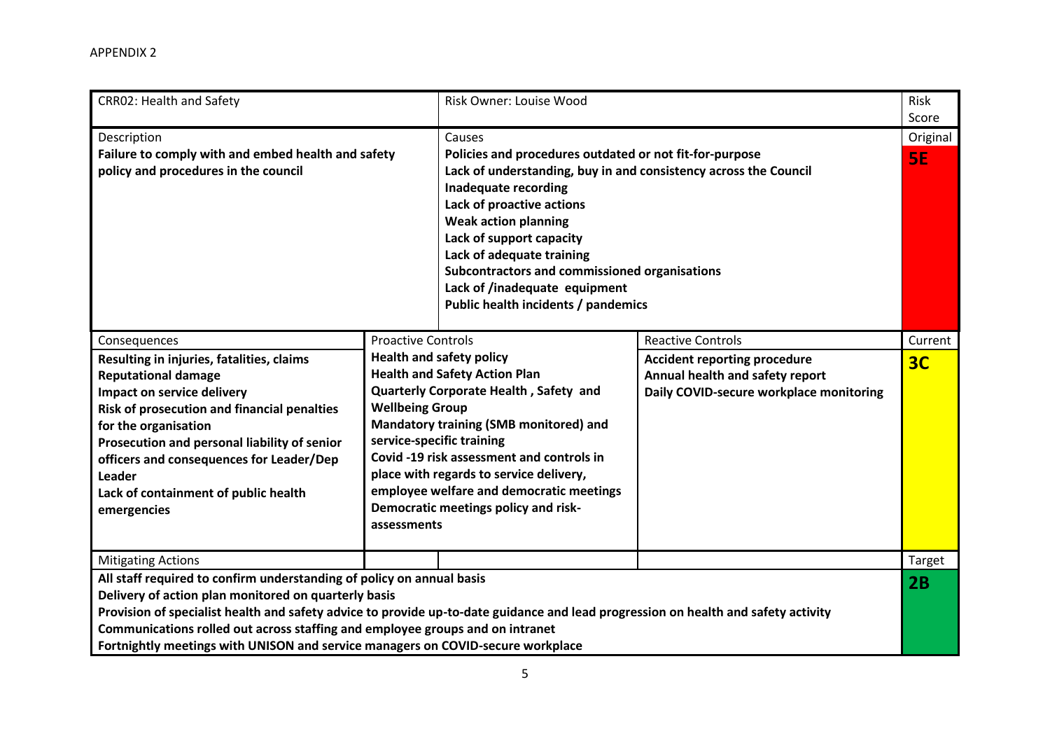APPENDIX 2

| CRR02: Health and Safety | | Risk Owner: Louise Wood | | Risk Score |
|---|---|---|---|---|
| Description<br>**Failure to comply with and embed health and safety policy and procedures in the council** | | Causes<br>**Policies and procedures outdated or not fit-for-purpose**<br>**Lack of understanding, buy in and consistency across the Council**<br>**Inadequate recording**<br>**Lack of proactive actions**<br>**Weak action planning**<br>**Lack of support capacity**<br>**Lack of adequate training**<br>**Subcontractors and commissioned organisations**<br>**Lack of /inadequate equipment**<br>**Public health incidents / pandemics** | | Original<br>**5E** |
| Consequences<br>**Resulting in injuries, fatalities, claims**<br>**Reputational damage**<br>**Impact on service delivery**<br>**Risk of prosecution and financial penalties for the organisation**<br>**Prosecution and personal liability of senior officers and consequences for Leader/Dep Leader**<br>**Lack of containment of public health emergencies** | Proactive Controls<br>**Health and safety policy**<br>**Health and Safety Action Plan**<br>**Quarterly Corporate Health , Safety and Wellbeing Group**<br>**Mandatory training (SMB monitored) and service-specific training**<br>**Covid -19 risk assessment and controls in place with regards to service delivery, employee welfare and democratic meetings**<br>**Democratic meetings policy and risk-assessments** | | Reactive Controls<br>**Accident reporting procedure**<br>**Annual health and safety report**<br>**Daily COVID-secure workplace monitoring** | Current<br>**3C** |
| Mitigating Actions | | | | Target |
| **All staff required to confirm understanding of policy on annual basis**<br>**Delivery of action plan monitored on quarterly basis**<br>**Provision of specialist health and safety advice to provide up-to-date guidance and lead progression on health and safety activity**<br>**Communications rolled out across staffing and employee groups and on intranet**<br>**Fortnightly meetings with UNISON and service managers on COVID-secure workplace** | | | | **2B** |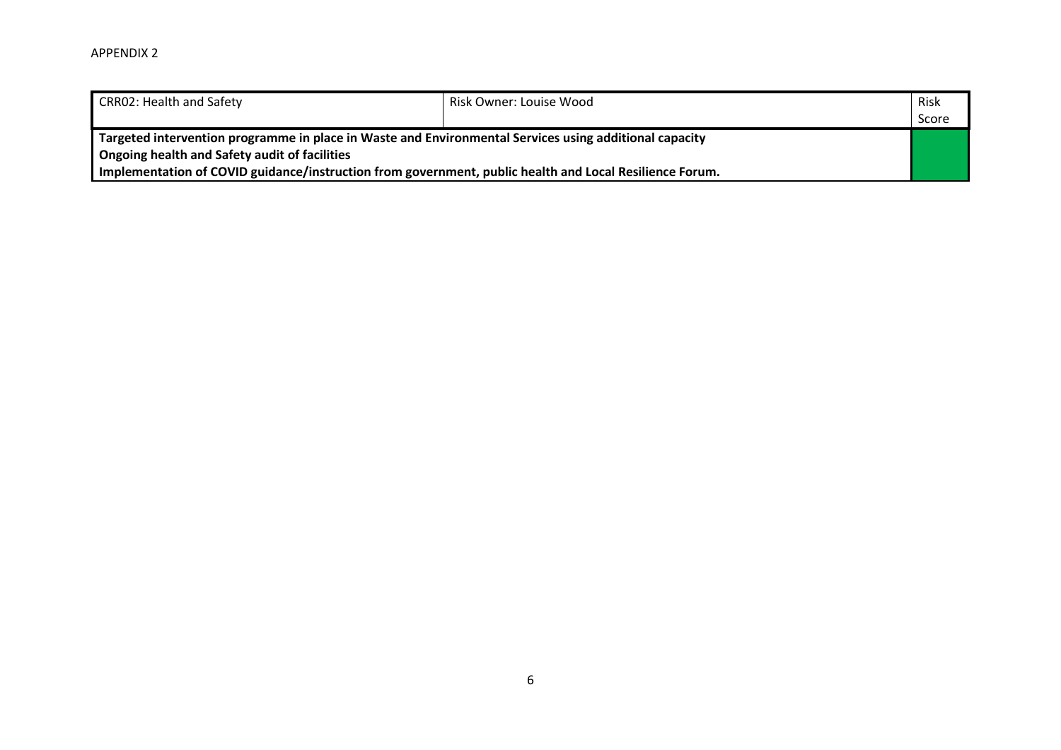APPENDIX 2

| CRR02: Health and Safety | Risk Owner: Louise Wood | Risk Score |
| --- | --- | --- |
| **Targeted intervention programme in place in Waste and Environmental Services using additional capacity**<br>**Ongoing health and Safety audit of facilities**<br>**Implementation of COVID guidance/instruction from government, public health and Local Resilience Forum.** | | |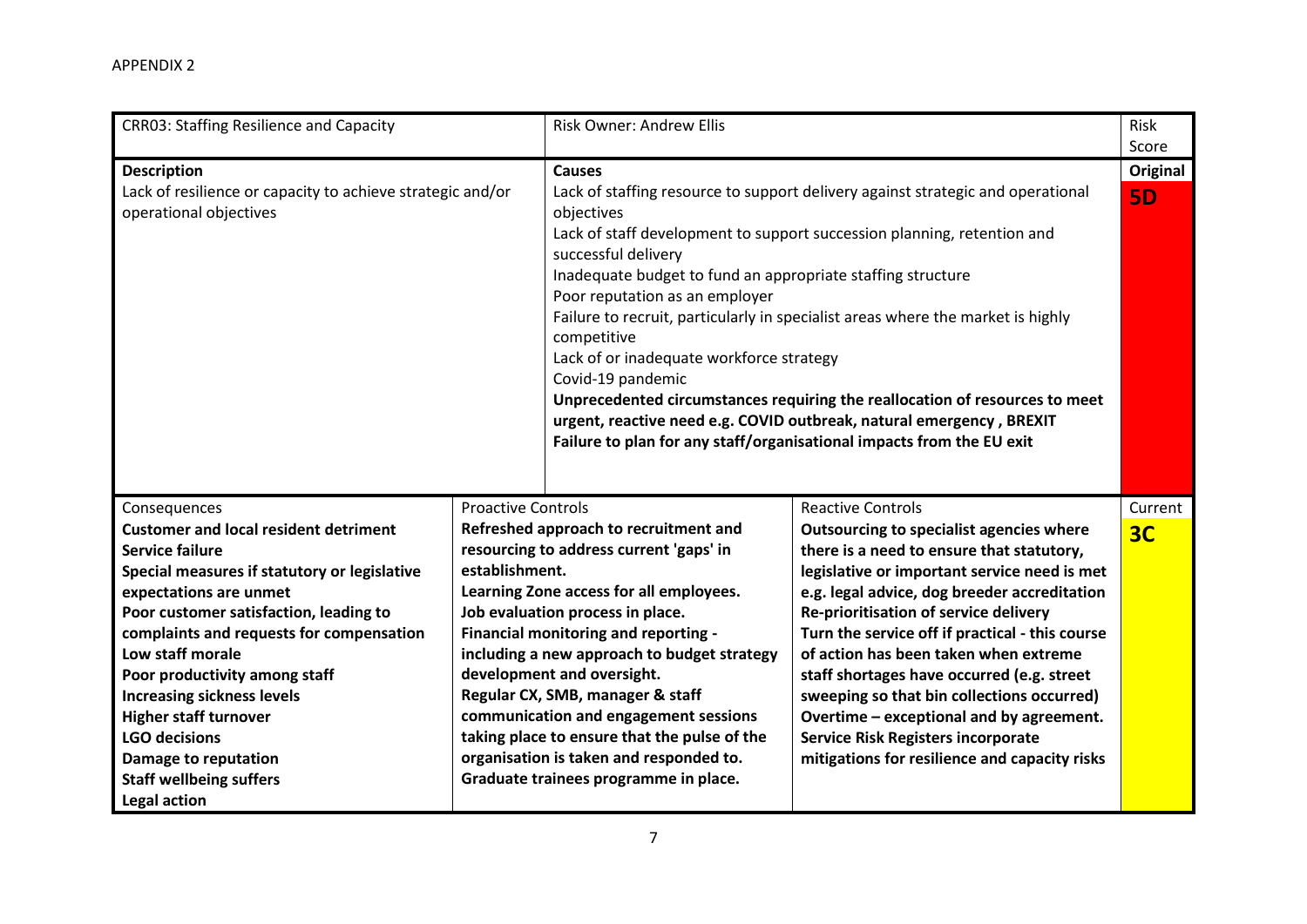APPENDIX 2

| CRR03: Staffing Resilience and Capacity | | Risk Owner: Andrew Ellis | | Risk Score |
|---|---|---|---|---|
| **Description**<br>Lack of resilience or capacity to achieve strategic and/or operational objectives | | **Causes**<br>Lack of staffing resource to support delivery against strategic and operational objectives<br>Lack of staff development to support succession planning, retention and successful delivery<br>Inadequate budget to fund an appropriate staffing structure<br>Poor reputation as an employer<br>Failure to recruit, particularly in specialist areas where the market is highly competitive<br>Lack of or inadequate workforce strategy<br>Covid-19 pandemic<br>**Unprecedented circumstances requiring the reallocation of resources to meet urgent, reactive need e.g. COVID outbreak, natural emergency , BREXIT**<br>**Failure to plan for any staff/organisational impacts from the EU exit** | | **Original**<br>**5D** |
| Consequences<br>**Customer and local resident detriment**<br>**Service failure**<br>**Special measures if statutory or legislative expectations are unmet**<br>**Poor customer satisfaction, leading to complaints and requests for compensation**<br>**Low staff morale**<br>**Poor productivity among staff**<br>**Increasing sickness levels**<br>**Higher staff turnover**<br>**LGO decisions**<br>**Damage to reputation**<br>**Staff wellbeing suffers**<br>**Legal action** | Proactive Controls<br>**Refreshed approach to recruitment and resourcing to address current 'gaps' in establishment.**<br>**Learning Zone access for all employees.**<br>**Job evaluation process in place.**<br>**Financial monitoring and reporting - including a new approach to budget strategy development and oversight.**<br>**Regular CX, SMB, manager & staff communication and engagement sessions taking place to ensure that the pulse of the organisation is taken and responded to.**<br>**Graduate trainees programme in place.** | | Reactive Controls<br>**Outsourcing to specialist agencies where there is a need to ensure that statutory, legislative or important service need is met e.g. legal advice, dog breeder accreditation**<br>**Re-prioritisation of service delivery**<br>**Turn the service off if practical - this course of action has been taken when extreme staff shortages have occurred (e.g. street sweeping so that bin collections occurred)**<br>**Overtime – exceptional and by agreement.**<br>**Service Risk Registers incorporate mitigations for resilience and capacity risks** | Current<br>**3C** |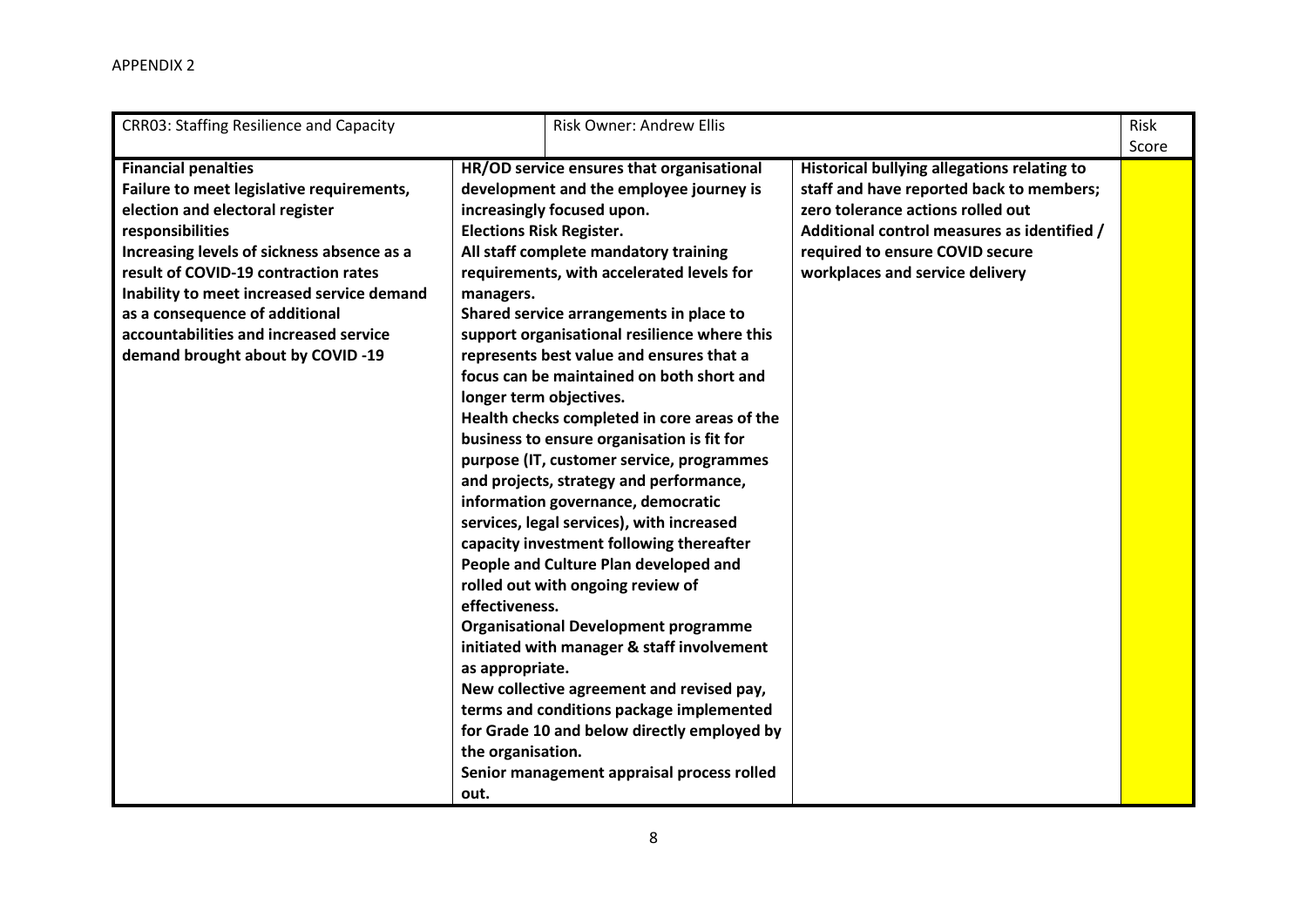APPENDIX 2

| CRR03: Staffing Resilience and Capacity | Risk Owner: Andrew Ellis | | Risk Score |
|---|---|---|---|
| **Financial penalties**<br>**Failure to meet legislative requirements, election and electoral register responsibilities**<br>**Increasing levels of sickness absence as a result of COVID-19 contraction rates**<br>**Inability to meet increased service demand as a consequence of additional accountabilities and increased service demand brought about by COVID -19** | **HR/OD service ensures that organisational development and the employee journey is increasingly focused upon.**<br>**Elections Risk Register.**<br>**All staff complete mandatory training requirements, with accelerated levels for managers.**<br>**Shared service arrangements in place to support organisational resilience where this represents best value and ensures that a focus can be maintained on both short and longer term objectives.**<br>**Health checks completed in core areas of the business to ensure organisation is fit for purpose (IT, customer service, programmes and projects, strategy and performance, information governance, democratic services, legal services), with increased capacity investment following thereafter**<br>**People and Culture Plan developed and rolled out with ongoing review of effectiveness.**<br>**Organisational Development programme initiated with manager & staff involvement as appropriate.**<br>**New collective agreement and revised pay, terms and conditions package implemented for Grade 10 and below directly employed by the organisation.**<br>**Senior management appraisal process rolled out.** | **Historical bullying allegations relating to staff and have reported back to members; zero tolerance actions rolled out**<br>**Additional control measures as identified / required to ensure COVID secure workplaces and service delivery** | |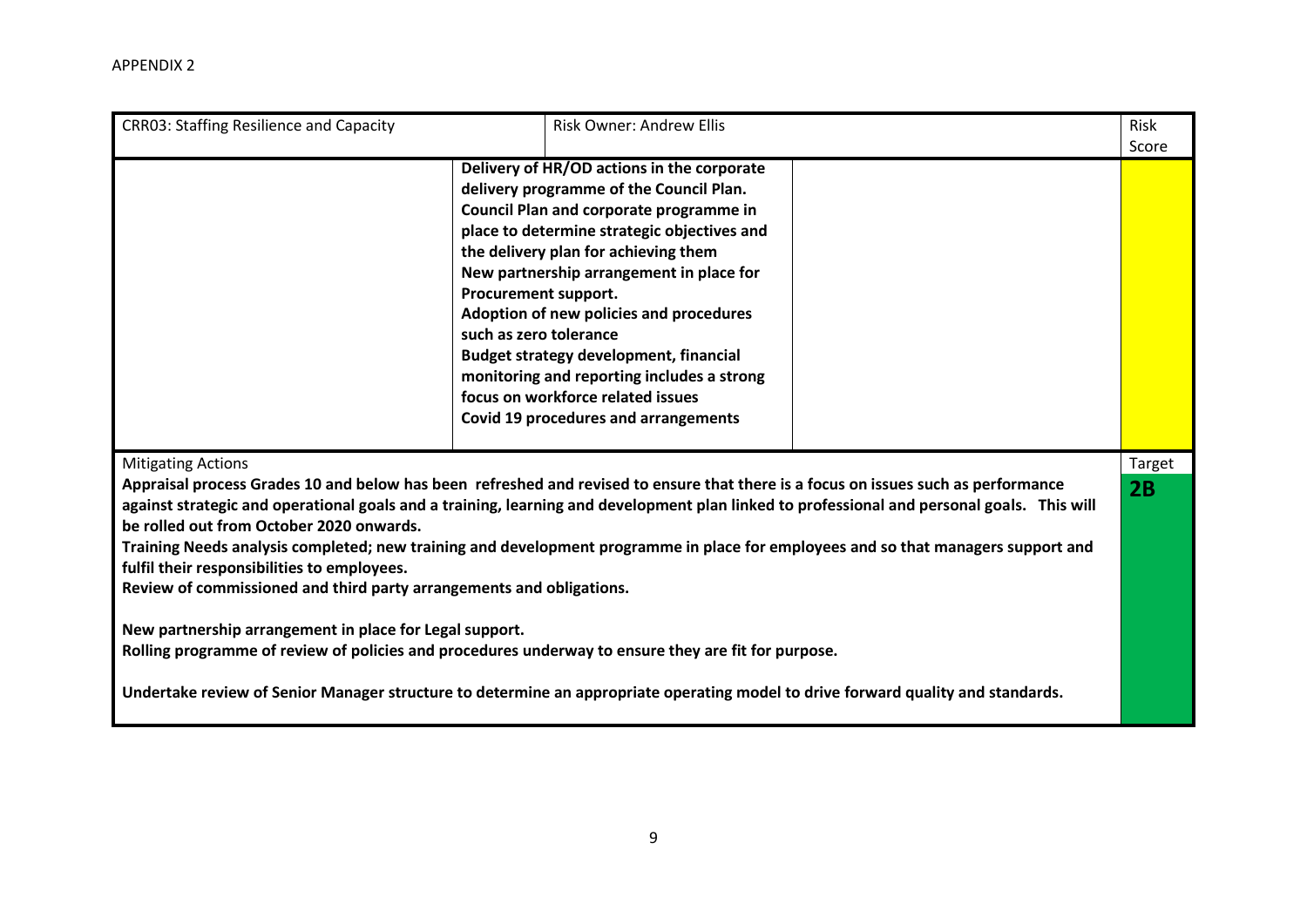APPENDIX 2

| CRR03: Staffing Resilience and Capacity | Risk Owner: Andrew Ellis | | Risk Score |
|---|---|---|---|
| | **Delivery of HR/OD actions in the corporate delivery programme of the Council Plan.**<br>**Council Plan and corporate programme in place to determine strategic objectives and the delivery plan for achieving them**<br>**New partnership arrangement in place for Procurement support.**<br>**Adoption of new policies and procedures such as zero tolerance**<br>**Budget strategy development, financial monitoring and reporting includes a strong focus on workforce related issues**<br>**Covid 19 procedures and arrangements** | | |
| Mitigating Actions<br>**Appraisal process Grades 10 and below has been refreshed and revised to ensure that there is a focus on issues such as performance against strategic and operational goals and a training, learning and development plan linked to professional and personal goals. This will be rolled out from October 2020 onwards.**<br>**Training Needs analysis completed; new training and development programme in place for employees and so that managers support and fulfil their responsibilities to employees.**<br>**Review of commissioned and third party arrangements and obligations.**<br><br>**New partnership arrangement in place for Legal support.**<br>**Rolling programme of review of policies and procedures underway to ensure they are fit for purpose.**<br><br>**Undertake review of Senior Manager structure to determine an appropriate operating model to drive forward quality and standards.** | | | Target<br>**2B** |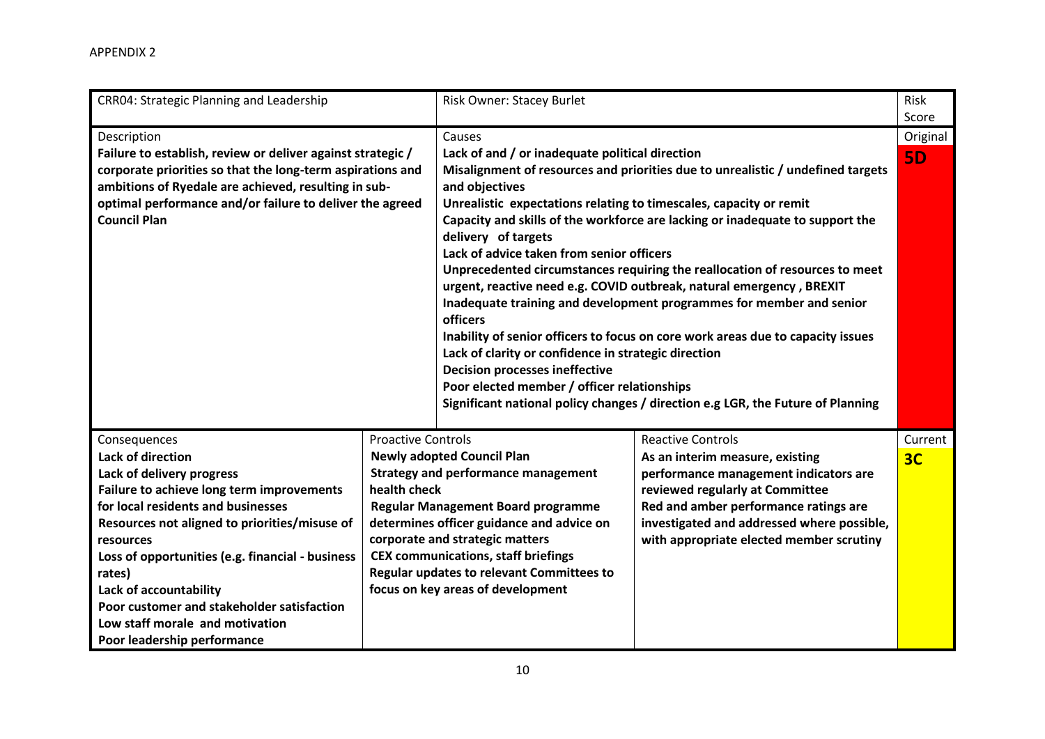APPENDIX 2

| CRR04: Strategic Planning and Leadership | | Risk Owner: Stacey Burlet | | Risk Score |
|---|---|---|---|---|
| Description<br>**Failure to establish, review or deliver against strategic / corporate priorities so that the long-term aspirations and ambitions of Ryedale are achieved, resulting in sub-optimal performance and/or failure to deliver the agreed Council Plan** | | Causes<br>**Lack of and / or inadequate political direction**<br>**Misalignment of resources and priorities due to unrealistic / undefined targets and objectives**<br>**Unrealistic expectations relating to timescales, capacity or remit**<br>**Capacity and skills of the workforce are lacking or inadequate to support the delivery of targets**<br>**Lack of advice taken from senior officers**<br>**Unprecedented circumstances requiring the reallocation of resources to meet urgent, reactive need e.g. COVID outbreak, natural emergency , BREXIT**<br>**Inadequate training and development programmes for member and senior officers**<br>**Inability of senior officers to focus on core work areas due to capacity issues**<br>**Lack of clarity or confidence in strategic direction**<br>**Decision processes ineffective**<br>**Poor elected member / officer relationships**<br>**Significant national policy changes / direction e.g LGR, the Future of Planning** | | Original<br>**5D** |
| Consequences<br>**Lack of direction**<br>**Lack of delivery progress**<br>**Failure to achieve long term improvements for local residents and businesses**<br>**Resources not aligned to priorities/misuse of resources**<br>**Loss of opportunities (e.g. financial - business rates)**<br>**Lack of accountability**<br>**Poor customer and stakeholder satisfaction**<br>**Low staff morale and motivation**<br>**Poor leadership performance** | Proactive Controls<br>**Newly adopted Council Plan**<br>**Strategy and performance management health check**<br>**Regular Management Board programme determines officer guidance and advice on corporate and strategic matters**<br>**CEX communications, staff briefings**<br>**Regular updates to relevant Committees to focus on key areas of development** | | Reactive Controls<br>**As an interim measure, existing performance management indicators are reviewed regularly at Committee**<br>**Red and amber performance ratings are investigated and addressed where possible, with appropriate elected member scrutiny** | Current<br>**3C** |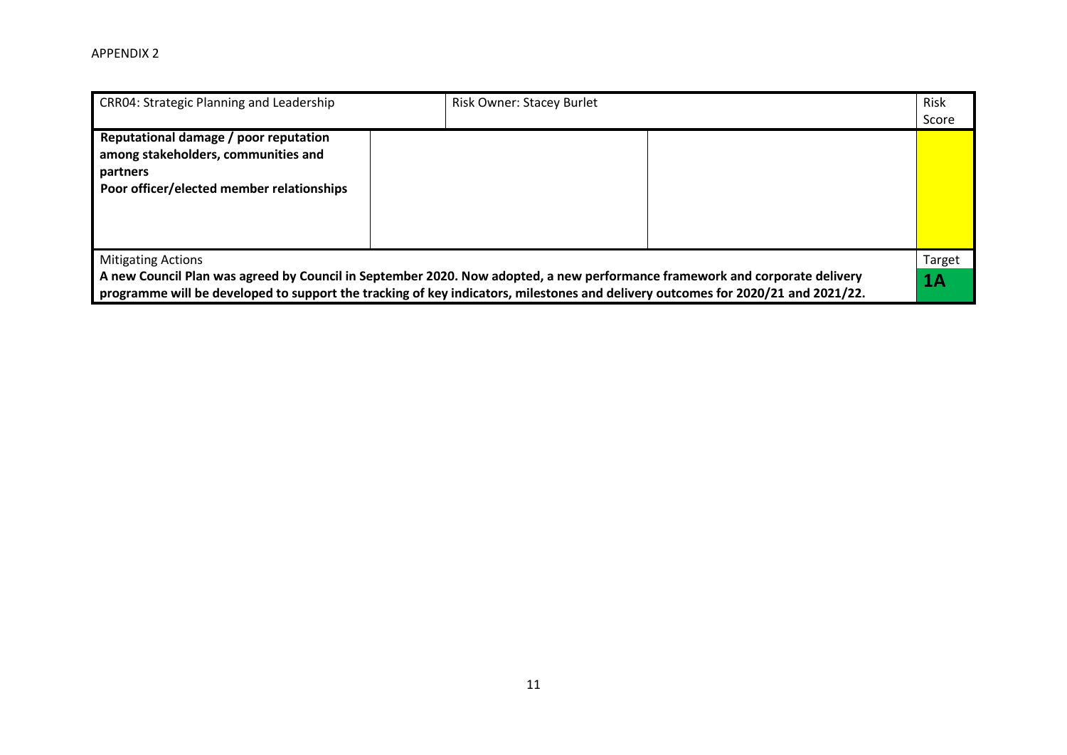APPENDIX 2

| CRR04: Strategic Planning and Leadership | Risk Owner: Stacey Burlet | | Risk Score |
| --- | --- | --- | --- |
| **Reputational damage / poor reputation among stakeholders, communities and partners**<br>**Poor officer/elected member relationships** | | | |
| Mitigating Actions<br>**A new Council Plan was agreed by Council in September 2020. Now adopted, a new performance framework and corporate delivery programme will be developed to support the tracking of key indicators, milestones and delivery outcomes for 2020/21 and 2021/22.** | | | Target<br>**1A** |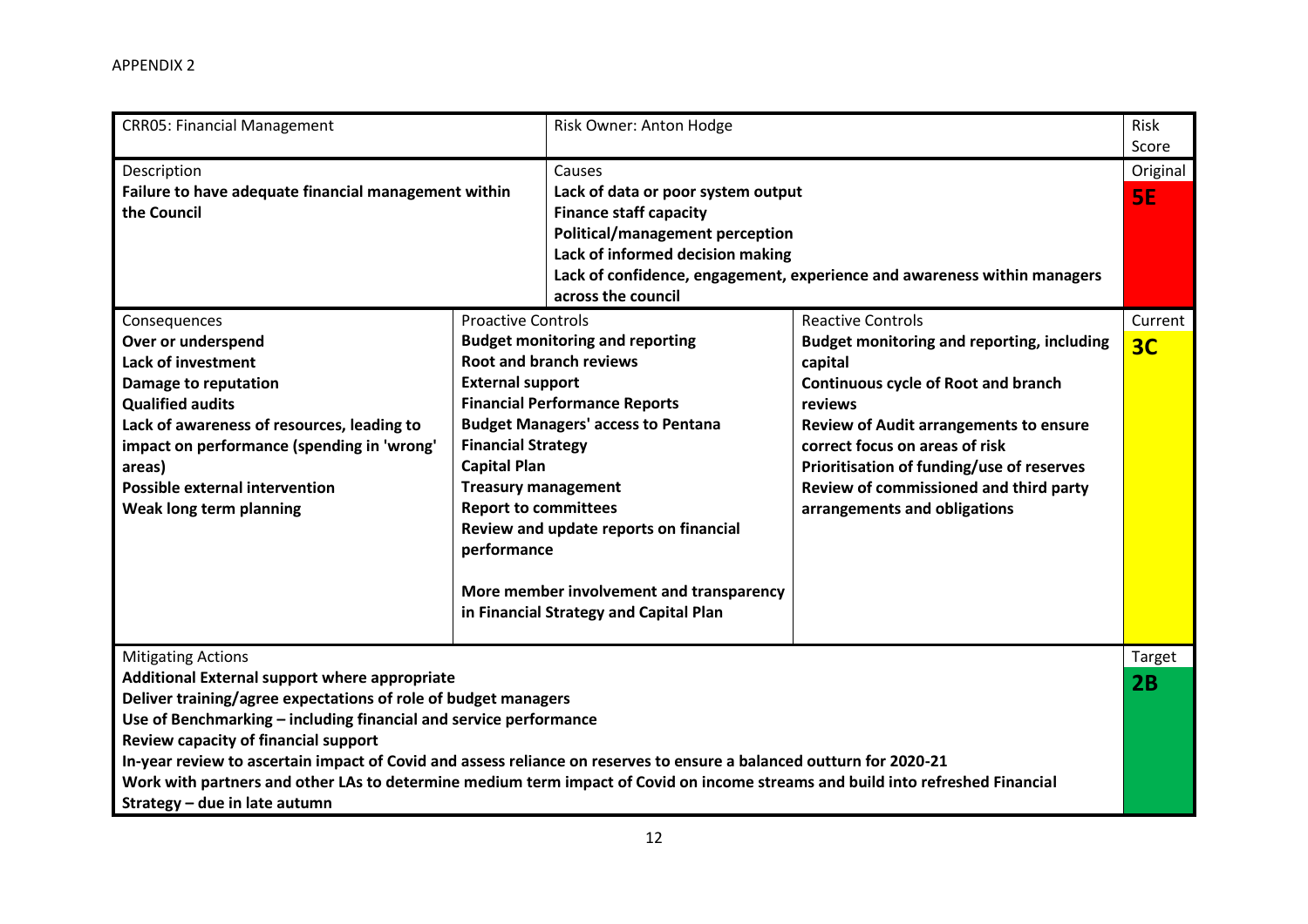APPENDIX 2

| CRR05: Financial Management | | Risk Owner: Anton Hodge | Risk Score |
|---|---|---|---|
| Description<br>**Failure to have adequate financial management within the Council** | | Causes<br>**Lack of data or poor system output**<br>**Finance staff capacity**<br>**Political/management perception**<br>**Lack of informed decision making**<br>**Lack of confidence, engagement, experience and awareness within managers across the council** | Original<br>**5E** |
| Consequences<br>**Over or underspend**<br>**Lack of investment**<br>**Damage to reputation**<br>**Qualified audits**<br>**Lack of awareness of resources, leading to impact on performance (spending in 'wrong' areas)**<br>**Possible external intervention**<br>**Weak long term planning** | Proactive Controls<br>**Budget monitoring and reporting**<br>**Root and branch reviews**<br>**External support**<br>**Financial Performance Reports**<br>**Budget Managers' access to Pentana**<br>**Financial Strategy**<br>**Capital Plan**<br>**Treasury management**<br>**Report to committees**<br>**Review and update reports on financial performance**<br><br>**More member involvement and transparency in Financial Strategy and Capital Plan** | Reactive Controls<br>**Budget monitoring and reporting, including capital**<br>**Continuous cycle of Root and branch reviews**<br>**Review of Audit arrangements to ensure correct focus on areas of risk**<br>**Prioritisation of funding/use of reserves**<br>**Review of commissioned and third party arrangements and obligations** | Current<br>**3C** |
| Mitigating Actions<br>**Additional External support where appropriate**<br>**Deliver training/agree expectations of role of budget managers**<br>**Use of Benchmarking – including financial and service performance**<br>**Review capacity of financial support**<br>**In-year review to ascertain impact of Covid and assess reliance on reserves to ensure a balanced outturn for 2020-21**<br>**Work with partners and other LAs to determine medium term impact of Covid on income streams and build into refreshed Financial Strategy – due in late autumn** | | | Target<br>**2B** |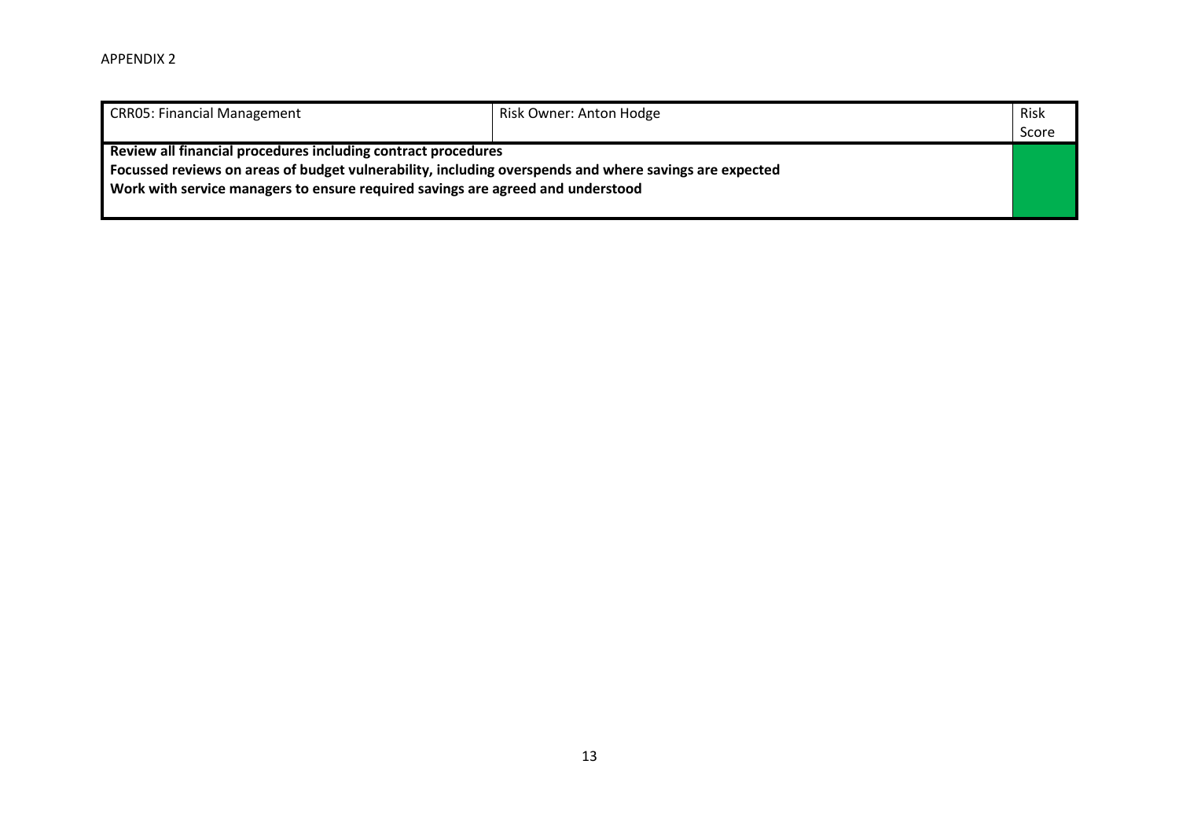APPENDIX 2

| CRR05: Financial Management | Risk Owner: Anton Hodge | Risk Score |
| --- | --- | --- |
| **Review all financial procedures including contract procedures**<br>**Focussed reviews on areas of budget vulnerability, including overspends and where savings are expected**<br>**Work with service managers to ensure required savings are agreed and understood** | | |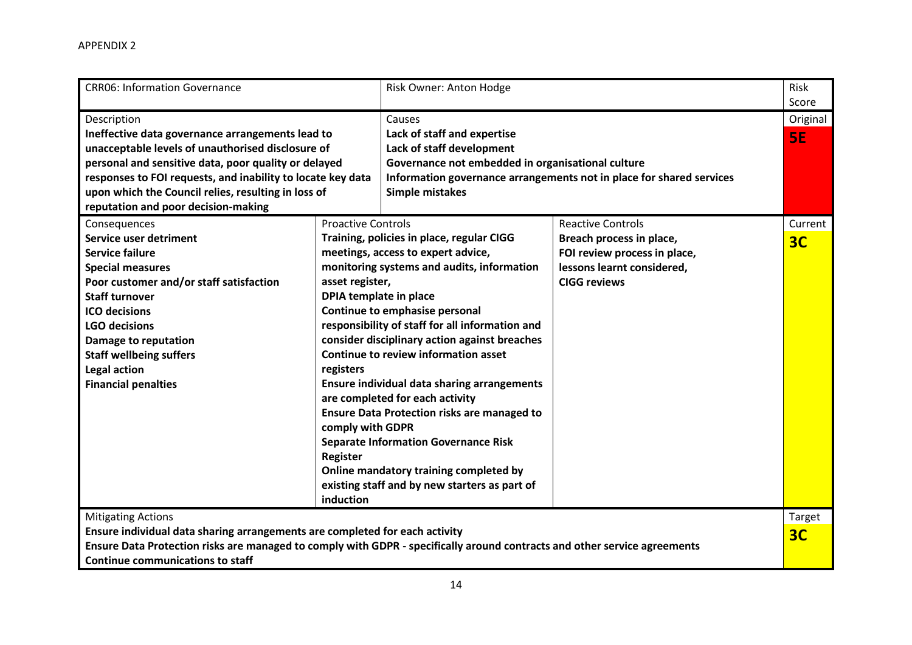APPENDIX 2

| CRR06: Information Governance | | Risk Owner: Anton Hodge | | Risk Score |
|---|---|---|---|---|
| Description<br>**Ineffective data governance arrangements lead to unacceptable levels of unauthorised disclosure of personal and sensitive data, poor quality or delayed responses to FOI requests, and inability to locate key data upon which the Council relies, resulting in loss of reputation and poor decision-making** | | Causes<br>**Lack of staff and expertise**<br>**Lack of staff development**<br>**Governance not embedded in organisational culture**<br>**Information governance arrangements not in place for shared services**<br>**Simple mistakes** | | Original<br>**5E** |
| Consequences<br>**Service user detriment**<br>**Service failure**<br>**Special measures**<br>**Poor customer and/or staff satisfaction**<br>**Staff turnover**<br>**ICO decisions**<br>**LGO decisions**<br>**Damage to reputation**<br>**Staff wellbeing suffers**<br>**Legal action**<br>**Financial penalties** | Proactive Controls<br>**Training, policies in place, regular CIGG meetings, access to expert advice, monitoring systems and audits, information asset register,**<br>**DPIA template in place**<br>**Continue to emphasise personal responsibility of staff for all information and consider disciplinary action against breaches**<br>**Continue to review information asset registers**<br>**Ensure individual data sharing arrangements are completed for each activity**<br>**Ensure Data Protection risks are managed to comply with GDPR**<br>**Separate Information Governance Risk Register**<br>**Online mandatory training completed by existing staff and by new starters as part of induction** | | Reactive Controls<br>**Breach process in place,**<br>**FOI review process in place,**<br>**lessons learnt considered,**<br>**CIGG reviews** | Current<br>**3C** |
| Mitigating Actions<br>**Ensure individual data sharing arrangements are completed for each activity**<br>**Ensure Data Protection risks are managed to comply with GDPR - specifically around contracts and other service agreements**<br>**Continue communications to staff** | | | | Target<br>**3C** |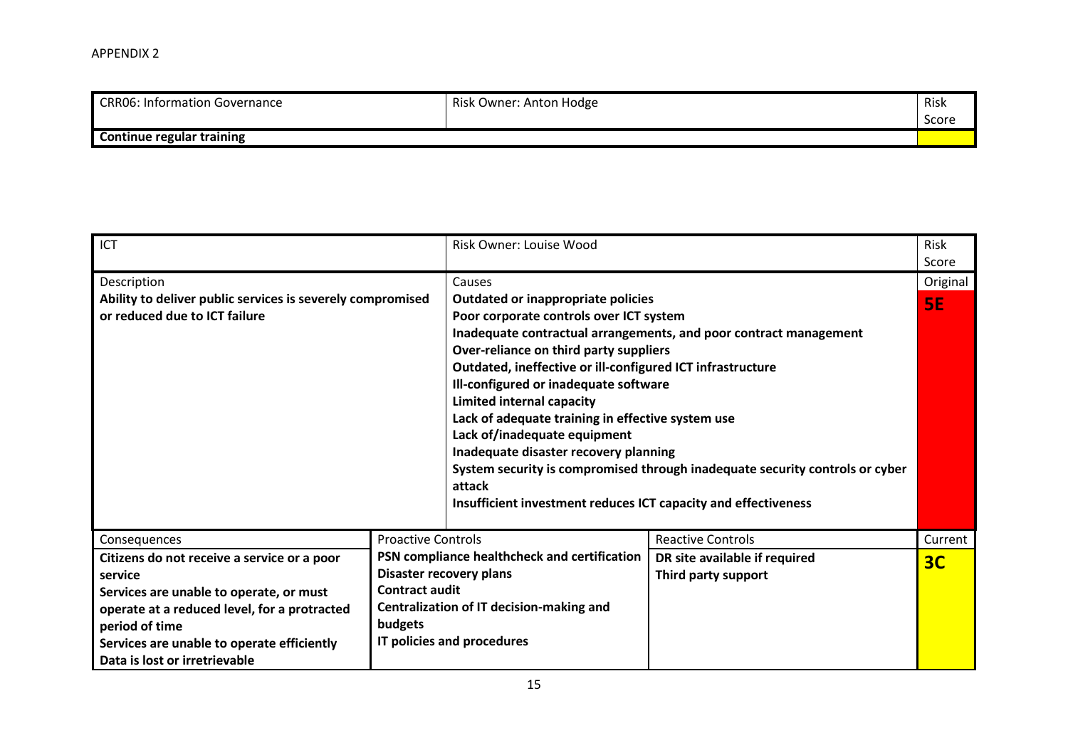APPENDIX 2

| CRR06: Information Governance | Risk Owner: Anton Hodge | Risk Score |
| --- | --- | --- |
| **Continue regular training** | | |

| ICT | | Risk Owner: Louise Wood | | Risk Score |
| --- | --- | --- | --- | --- |
| Description<br>**Ability to deliver public services is severely compromised or reduced due to ICT failure** | | Causes<br>**Outdated or inappropriate policies**<br>**Poor corporate controls over ICT system**<br>**Inadequate contractual arrangements, and poor contract management**<br>**Over-reliance on third party suppliers**<br>**Outdated, ineffective or ill-configured ICT infrastructure**<br>**Ill-configured or inadequate software**<br>**Limited internal capacity**<br>**Lack of adequate training in effective system use**<br>**Lack of/inadequate equipment**<br>**Inadequate disaster recovery planning**<br>**System security is compromised through inadequate security controls or cyber attack**<br>**Insufficient investment reduces ICT capacity and effectiveness** | | Original<br>**5E** |
| Consequences | Proactive Controls | | Reactive Controls | Current |
| **Citizens do not receive a service or a poor service**<br>**Services are unable to operate, or must operate at a reduced level, for a protracted period of time**<br>**Services are unable to operate efficiently**<br>**Data is lost or irretrievable** | **PSN compliance healthcheck and certification**<br>**Disaster recovery plans**<br>**Contract audit**<br>**Centralization of IT decision-making and budgets**<br>**IT policies and procedures** | | **DR site available if required**<br>**Third party support** | **3C** |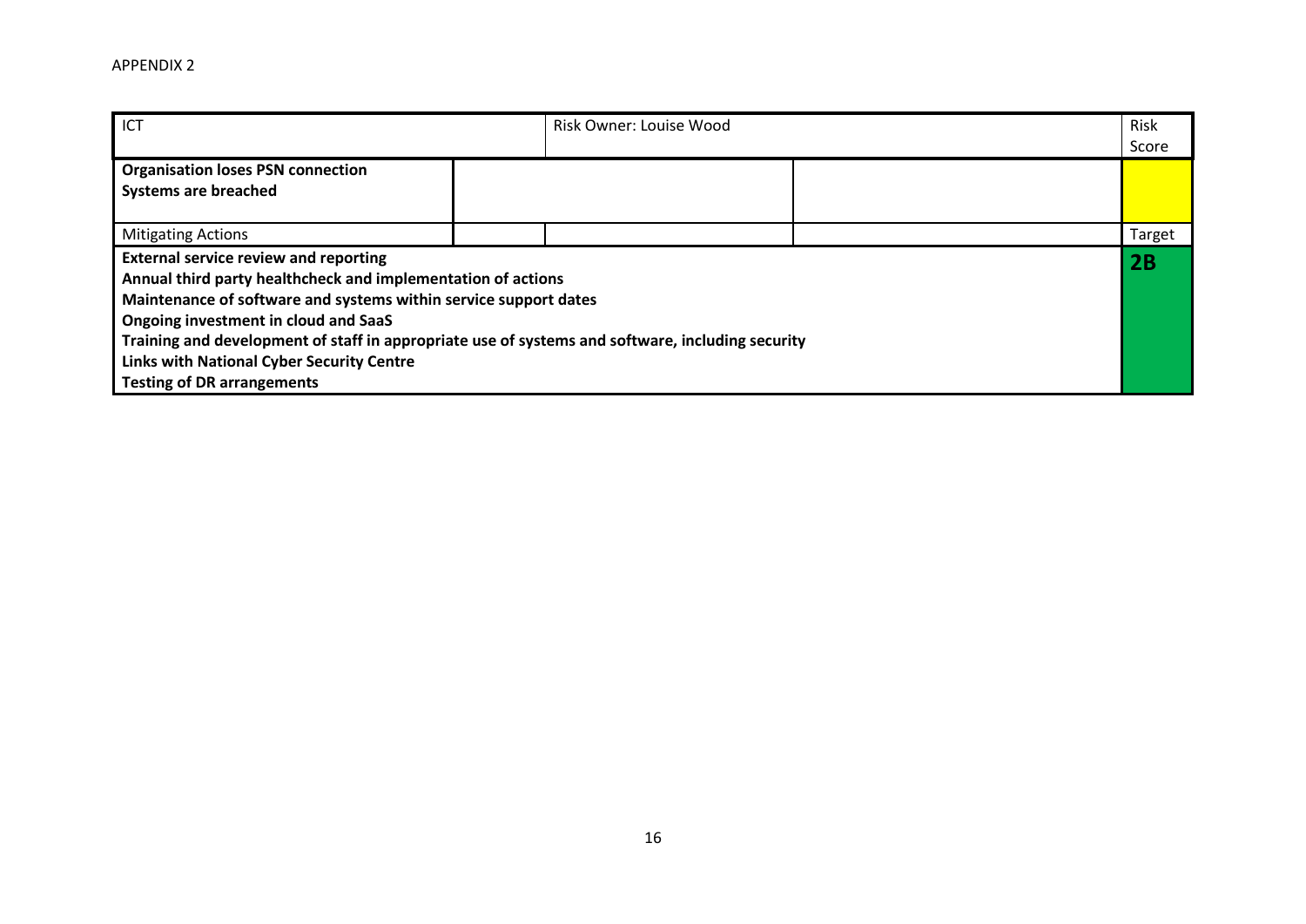APPENDIX 2

| ICT | | Risk Owner: Louise Wood | | Risk Score |
|---|---|---|---|---|
| **Organisation loses PSN connection**<br>**Systems are breached** | | | | |
| Mitigating Actions | | | | Target |
| **External service review and reporting**<br>**Annual third party healthcheck and implementation of actions**<br>**Maintenance of software and systems within service support dates**<br>**Ongoing investment in cloud and SaaS**<br>**Training and development of staff in appropriate use of systems and software, including security**<br>**Links with National Cyber Security Centre**<br>**Testing of DR arrangements** | | | | **2B** |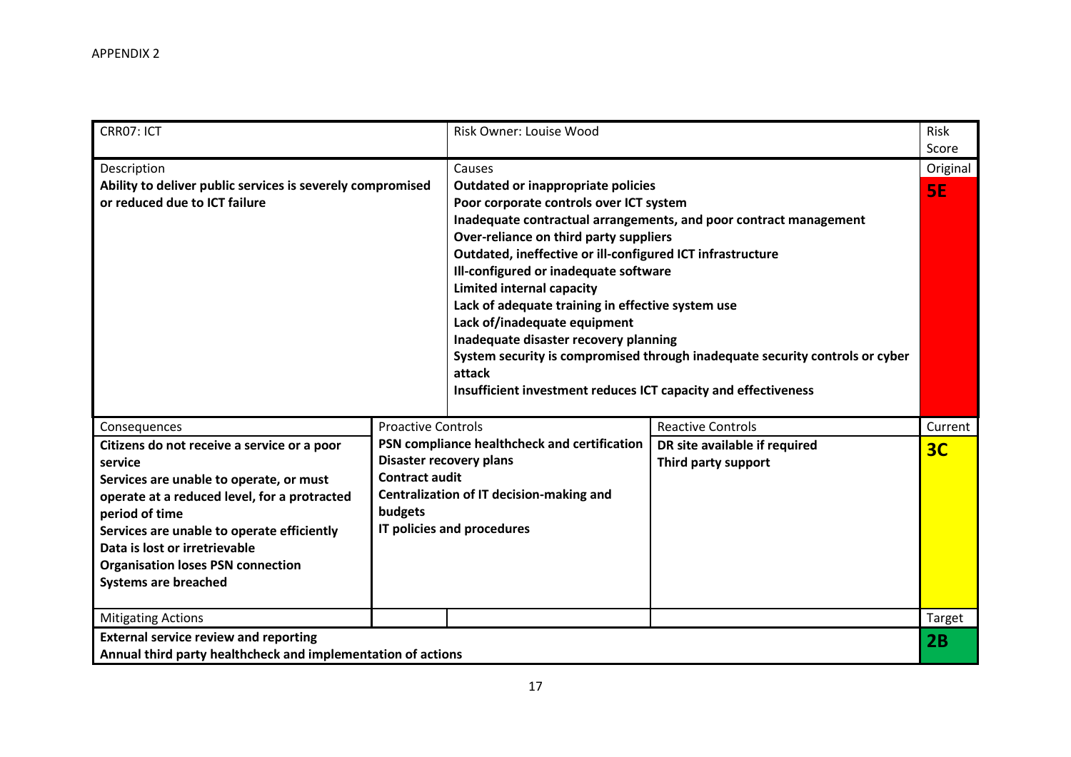APPENDIX 2

| CRR07: ICT | | Risk Owner: Louise Wood | | Risk Score |
|---|---|---|---|---|
| Description<br>**Ability to deliver public services is severely compromised or reduced due to ICT failure** | | Causes<br>**Outdated or inappropriate policies**<br>**Poor corporate controls over ICT system**<br>**Inadequate contractual arrangements, and poor contract management**<br>**Over-reliance on third party suppliers**<br>**Outdated, ineffective or ill-configured ICT infrastructure**<br>**Ill-configured or inadequate software**<br>**Limited internal capacity**<br>**Lack of adequate training in effective system use**<br>**Lack of/inadequate equipment**<br>**Inadequate disaster recovery planning**<br>**System security is compromised through inadequate security controls or cyber attack**<br>**Insufficient investment reduces ICT capacity and effectiveness** | | Original<br>**5E** |
| Consequences<br>**Citizens do not receive a service or a poor service**<br>**Services are unable to operate, or must operate at a reduced level, for a protracted period of time**<br>**Services are unable to operate efficiently**<br>**Data is lost or irretrievable**<br>**Organisation loses PSN connection**<br>**Systems are breached** | Proactive Controls<br>**PSN compliance healthcheck and certification**<br>**Disaster recovery plans**<br>**Contract audit**<br>**Centralization of IT decision-making and budgets**<br>**IT policies and procedures** | | Reactive Controls<br>**DR site available if required**<br>**Third party support** | Current<br>**3C** |
| Mitigating Actions | | | | Target |
| **External service review and reporting**<br>**Annual third party healthcheck and implementation of actions** | | | | **2B** |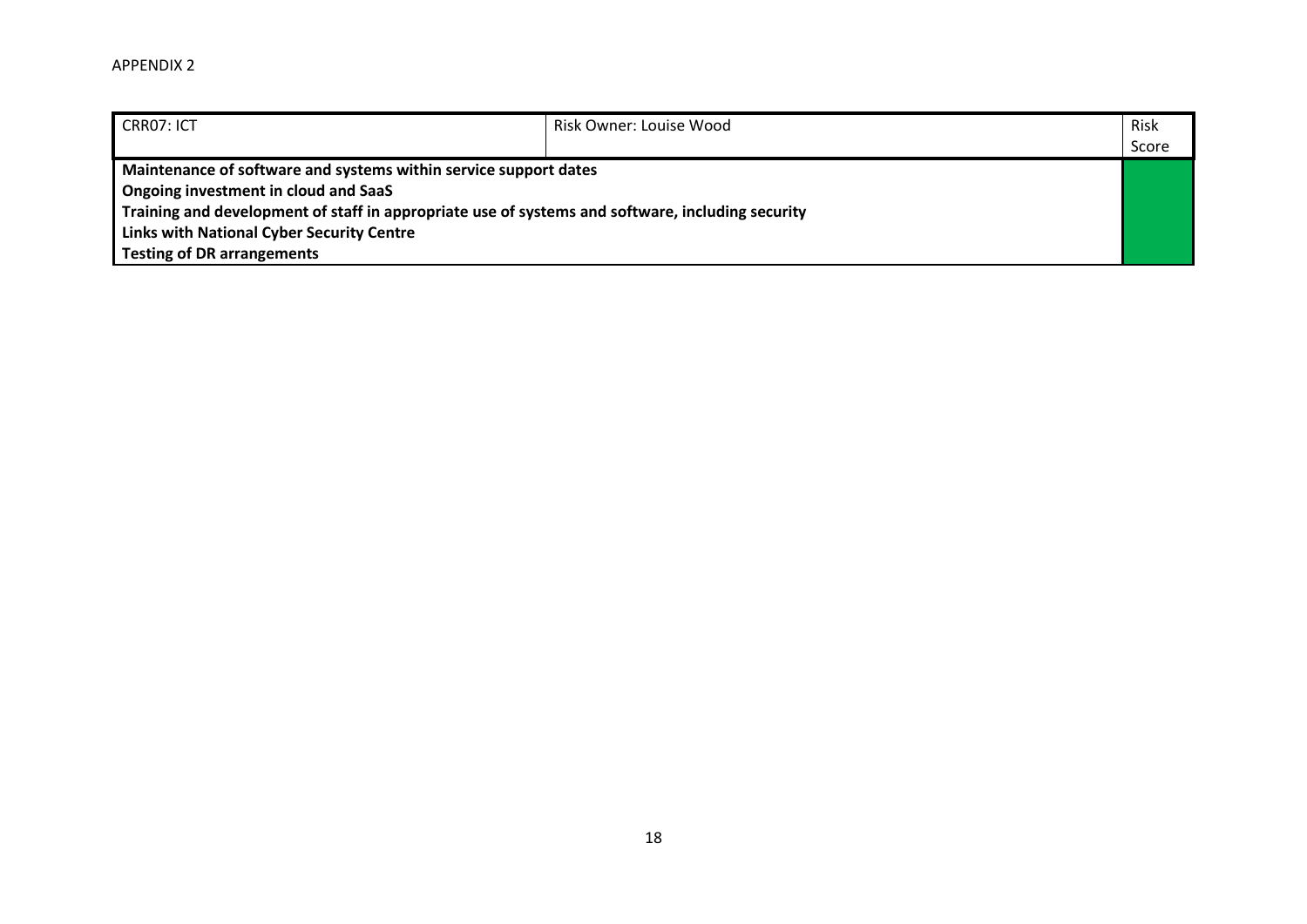APPENDIX 2

| CRR07: ICT | Risk Owner: Louise Wood | Risk Score |
|---|---|---|
| **Maintenance of software and systems within service support dates**<br>**Ongoing investment in cloud and SaaS**<br>**Training and development of staff in appropriate use of systems and software, including security**<br>**Links with National Cyber Security Centre**<br>**Testing of DR arrangements** | | |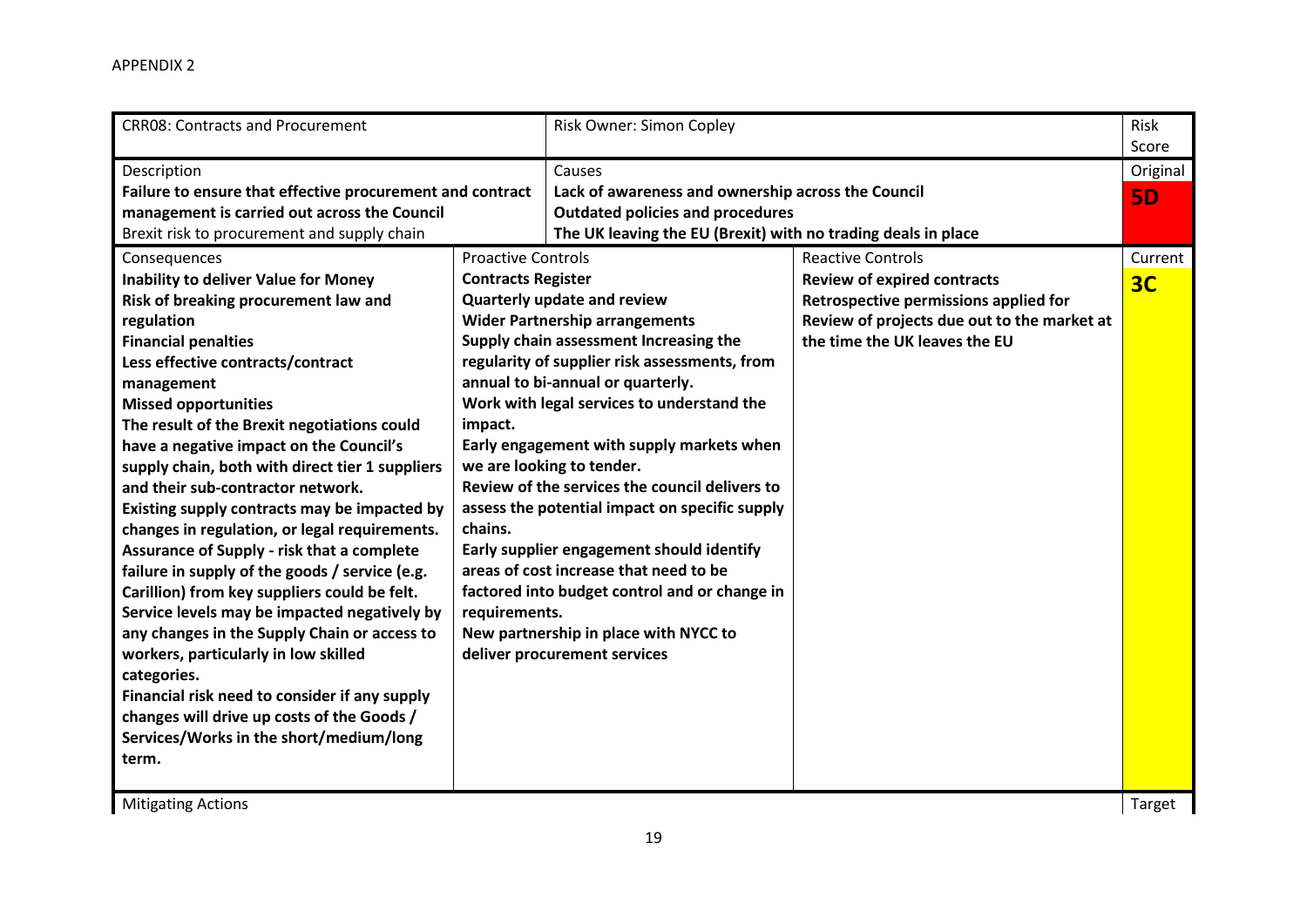APPENDIX 2

| CRR08: Contracts and Procurement | | Risk Owner: Simon Copley | | Risk Score |
|---|---|---|---|---|
| Description<br>**Failure to ensure that effective procurement and contract management is carried out across the Council**<br>Brexit risk to procurement and supply chain | | Causes<br>**Lack of awareness and ownership across the Council**<br>**Outdated policies and procedures**<br>**The UK leaving the EU (Brexit) with no trading deals in place** | | Original<br>**5D** |
| Consequences<br>**Inability to deliver Value for Money**<br>**Risk of breaking procurement law and regulation**<br>**Financial penalties**<br>**Less effective contracts/contract management**<br>**Missed opportunities**<br>**The result of the Brexit negotiations could have a negative impact on the Council's supply chain, both with direct tier 1 suppliers and their sub-contractor network.**<br>**Existing supply contracts may be impacted by changes in regulation, or legal requirements.**<br>**Assurance of Supply - risk that a complete failure in supply of the goods / service (e.g. Carillion) from key suppliers could be felt.**<br>**Service levels may be impacted negatively by any changes in the Supply Chain or access to workers, particularly in low skilled categories.**<br>**Financial risk need to consider if any supply changes will drive up costs of the Goods / Services/Works in the short/medium/long term.** | Proactive Controls<br>**Contracts Register**<br>**Quarterly update and review**<br>**Wider Partnership arrangements**<br>**Supply chain assessment Increasing the regularity of supplier risk assessments, from annual to bi-annual or quarterly.**<br>**Work with legal services to understand the impact.**<br>**Early engagement with supply markets when we are looking to tender.**<br>**Review of the services the council delivers to assess the potential impact on specific supply chains.**<br>**Early supplier engagement should identify areas of cost increase that need to be factored into budget control and or change in requirements.**<br>**New partnership in place with NYCC to deliver procurement services** | | Reactive Controls<br>**Review of expired contracts**<br>**Retrospective permissions applied for**<br>**Review of projects due out to the market at the time the UK leaves the EU** | Current<br>**3C** |
| Mitigating Actions | | | | Target |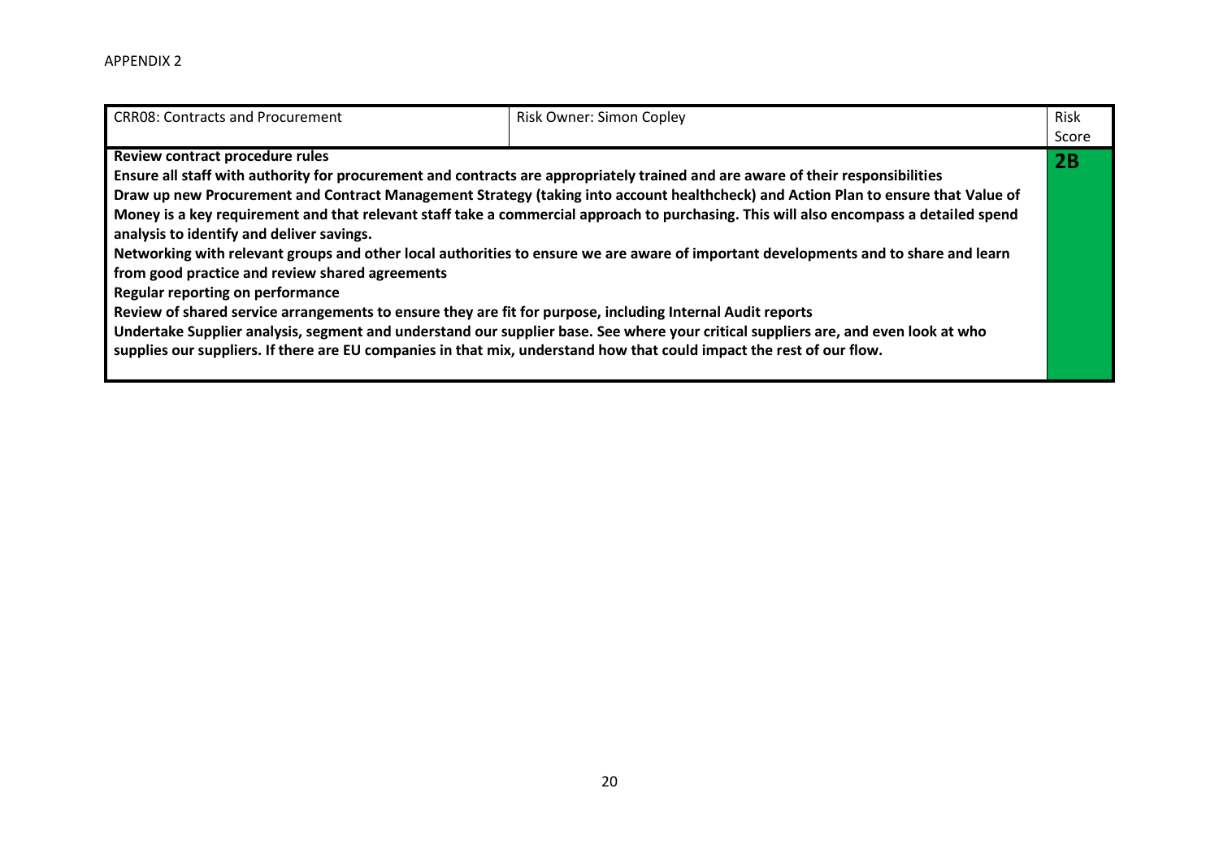APPENDIX 2

| CRR08: Contracts and Procurement | Risk Owner: Simon Copley | Risk Score |
|---|---|---|
| **Review contract procedure rules**<br>**Ensure all staff with authority for procurement and contracts are appropriately trained and are aware of their responsibilities**<br>**Draw up new Procurement and Contract Management Strategy (taking into account healthcheck) and Action Plan to ensure that Value of Money is a key requirement and that relevant staff take a commercial approach to purchasing. This will also encompass a detailed spend analysis to identify and deliver savings.**<br>**Networking with relevant groups and other local authorities to ensure we are aware of important developments and to share and learn from good practice and review shared agreements**<br>**Regular reporting on performance**<br>**Review of shared service arrangements to ensure they are fit for purpose, including Internal Audit reports**<br>**Undertake Supplier analysis, segment and understand our supplier base. See where your critical suppliers are, and even look at who supplies our suppliers. If there are EU companies in that mix, understand how that could impact the rest of our flow.** | | **2B** |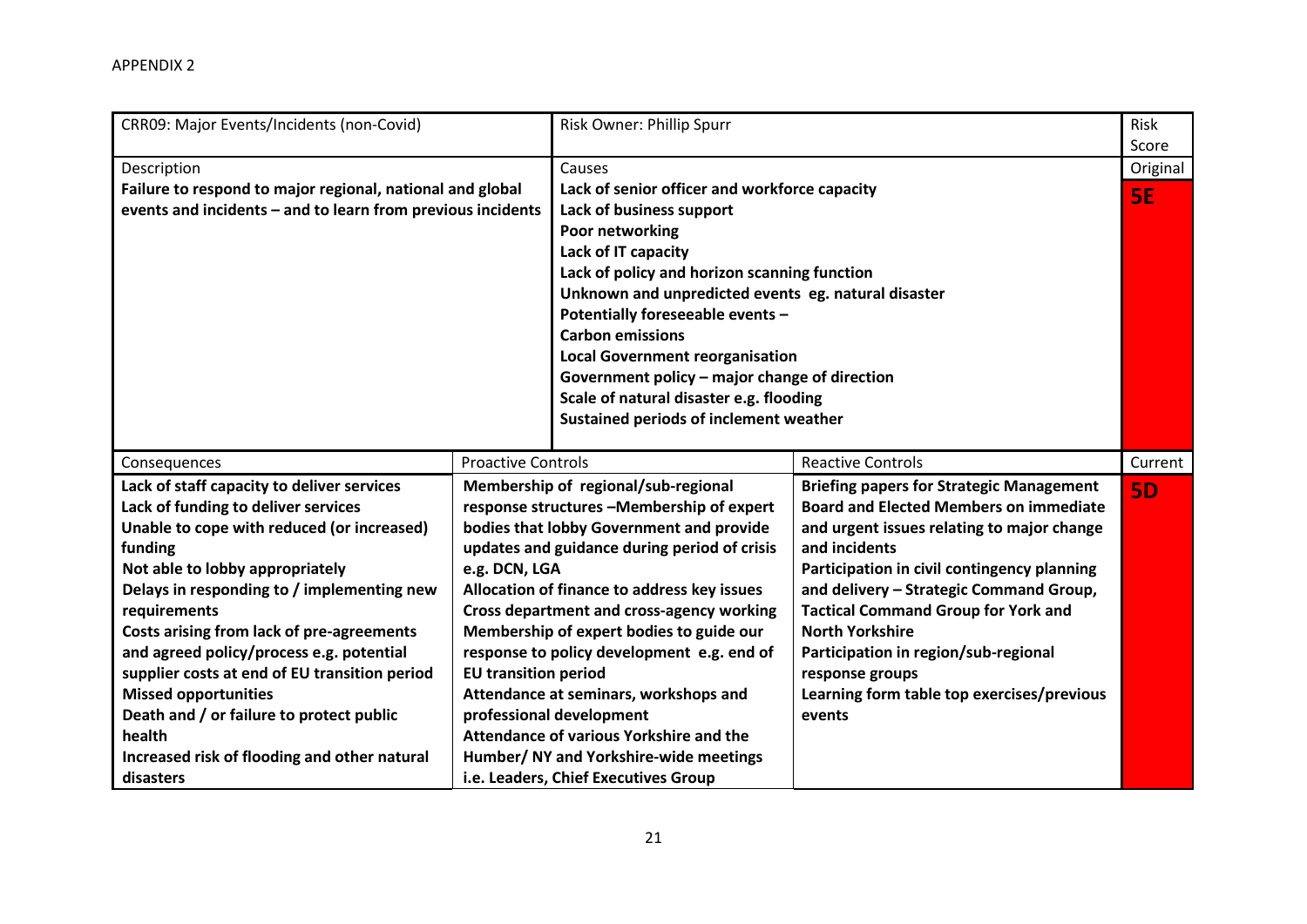APPENDIX 2

| CRR09: Major Events/Incidents (non-Covid) | | Risk Owner: Phillip Spurr | | Risk Score |
|---|---|---|---|---|
| Description<br>**Failure to respond to major regional, national and global events and incidents – and to learn from previous incidents** | | Causes<br>**Lack of senior officer and workforce capacity**<br>**Lack of business support**<br>**Poor networking**<br>**Lack of IT capacity**<br>**Lack of policy and horizon scanning function**<br>**Unknown and unpredicted events eg. natural disaster**<br>**Potentially foreseeable events –**<br>**Carbon emissions**<br>**Local Government reorganisation**<br>**Government policy – major change of direction**<br>**Scale of natural disaster e.g. flooding**<br>**Sustained periods of inclement weather** | | Original<br>**5E** |
| Consequences | Proactive Controls | | Reactive Controls | Current |
| **Lack of staff capacity to deliver services**<br>**Lack of funding to deliver services**<br>**Unable to cope with reduced (or increased) funding**<br>**Not able to lobby appropriately**<br>**Delays in responding to / implementing new requirements**<br>**Costs arising from lack of pre-agreements and agreed policy/process e.g. potential supplier costs at end of EU transition period**<br>**Missed opportunities**<br>**Death and / or failure to protect public health**<br>**Increased risk of flooding and other natural disasters** | **Membership of regional/sub-regional response structures –Membership of expert bodies that lobby Government and provide updates and guidance during period of crisis e.g. DCN, LGA**<br>**Allocation of finance to address key issues**<br>**Cross department and cross-agency working**<br>**Membership of expert bodies to guide our response to policy development e.g. end of EU transition period**<br>**Attendance at seminars, workshops and professional development**<br>**Attendance of various Yorkshire and the Humber/ NY and Yorkshire-wide meetings i.e. Leaders, Chief Executives Group** | | **Briefing papers for Strategic Management Board and Elected Members on immediate and urgent issues relating to major change and incidents**<br>**Participation in civil contingency planning and delivery – Strategic Command Group, Tactical Command Group for York and North Yorkshire**<br>**Participation in region/sub-regional response groups**<br>**Learning form table top exercises/previous events** | **5D** |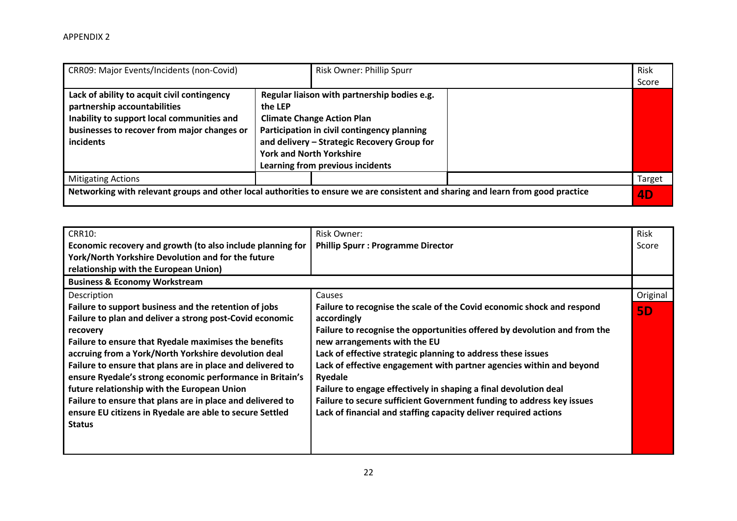APPENDIX 2

| CRR09: Major Events/Incidents (non-Covid) | | Risk Owner: Phillip Spurr | | Risk Score |
|---|---|---|---|---|
| **Lack of ability to acquit civil contingency partnership accountabilities**<br>**Inability to support local communities and businesses to recover from major changes or incidents** | **Regular liaison with partnership bodies e.g. the LEP**<br>**Climate Change Action Plan**<br>**Participation in civil contingency planning and delivery – Strategic Recovery Group for York and North Yorkshire**<br>**Learning from previous incidents** | | | |
| Mitigating Actions | | | | Target |
| **Networking with relevant groups and other local authorities to ensure we are consistent and sharing and learn from good practice** | | | | **4D** |

| CRR10:<br>**Economic recovery and growth (to also include planning for York/North Yorkshire Devolution and for the future relationship with the European Union)** | Risk Owner:<br>**Phillip Spurr : Programme Director** | Risk Score |
|---|---|---|
| **Business & Economy Workstream** | | |
| Description<br>**Failure to support business and the retention of jobs**<br>**Failure to plan and deliver a strong post-Covid economic recovery**<br>**Failure to ensure that Ryedale maximises the benefits accruing from a York/North Yorkshire devolution deal**<br>**Failure to ensure that plans are in place and delivered to ensure Ryedale's strong economic performance in Britain's future relationship with the European Union**<br>**Failure to ensure that plans are in place and delivered to ensure EU citizens in Ryedale are able to secure Settled Status** | Causes<br>**Failure to recognise the scale of the Covid economic shock and respond accordingly**<br>**Failure to recognise the opportunities offered by devolution and from the new arrangements with the EU**<br>**Lack of effective strategic planning to address these issues**<br>**Lack of effective engagement with partner agencies within and beyond Ryedale**<br>**Failure to engage effectively in shaping a final devolution deal**<br>**Failure to secure sufficient Government funding to address key issues**<br>**Lack of financial and staffing capacity deliver required actions** | Original<br>**5D** |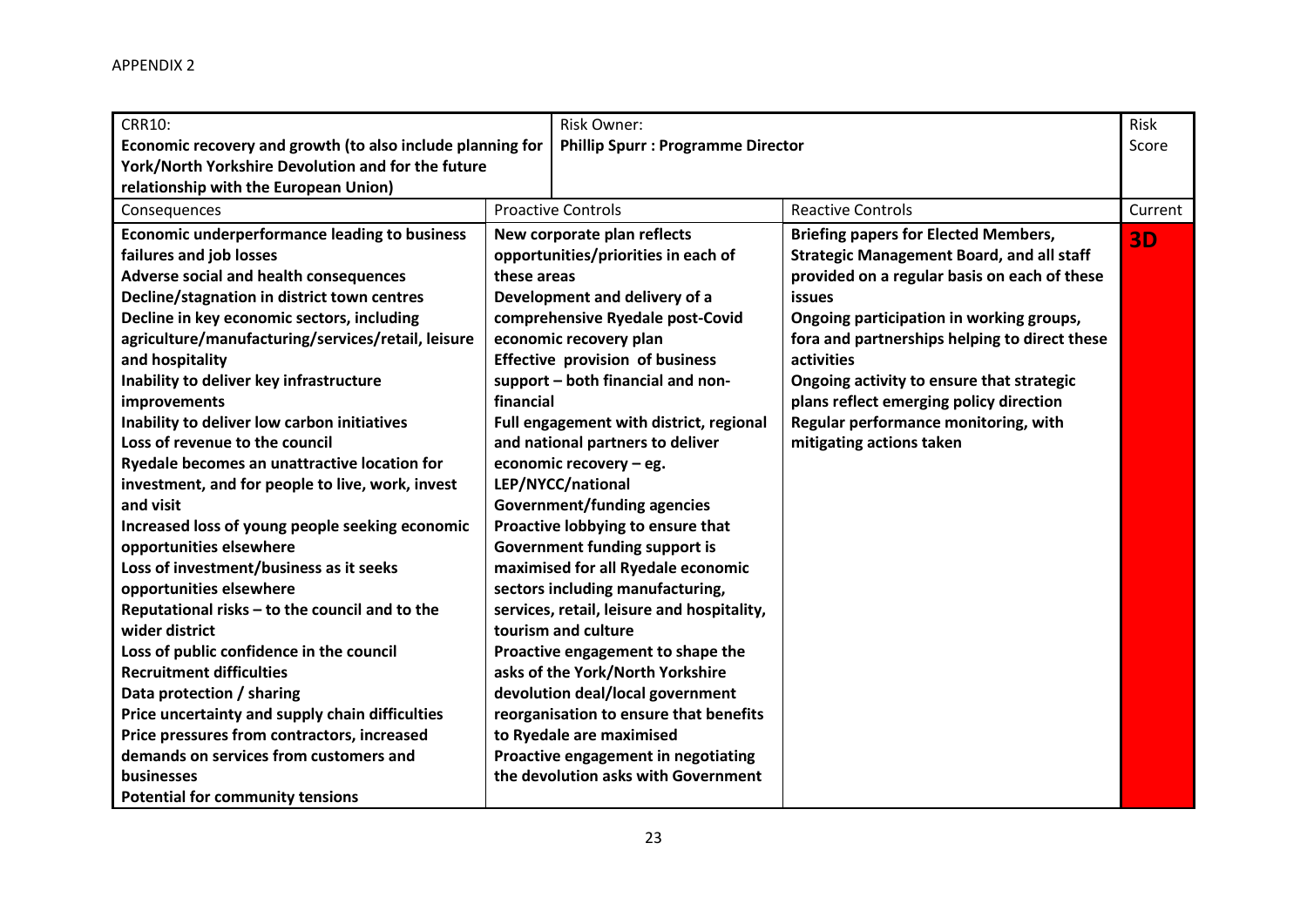APPENDIX 2

| CRR10: **Economic recovery and growth (to also include planning for York/North Yorkshire Devolution and for the future relationship with the European Union)** | Risk Owner: **Phillip Spurr : Programme Director** | | Risk Score |
|---|---|---|---|
| Consequences | Proactive Controls | Reactive Controls | Current |
| **Economic underperformance leading to business failures and job losses**<br>**Adverse social and health consequences**<br>**Decline/stagnation in district town centres**<br>**Decline in key economic sectors, including agriculture/manufacturing/services/retail, leisure and hospitality**<br>**Inability to deliver key infrastructure improvements**<br>**Inability to deliver low carbon initiatives**<br>**Loss of revenue to the council**<br>**Ryedale becomes an unattractive location for investment, and for people to live, work, invest and visit**<br>**Increased loss of young people seeking economic opportunities elsewhere**<br>**Loss of investment/business as it seeks opportunities elsewhere**<br>**Reputational risks – to the council and to the wider district**<br>**Loss of public confidence in the council**<br>**Recruitment difficulties**<br>**Data protection / sharing**<br>**Price uncertainty and supply chain difficulties**<br>**Price pressures from contractors, increased demands on services from customers and businesses**<br>**Potential for community tensions** | **New corporate plan reflects opportunities/priorities in each of these areas**<br>**Development and delivery of a comprehensive Ryedale post-Covid economic recovery plan**<br>**Effective provision of business support – both financial and non-financial**<br>**Full engagement with district, regional and national partners to deliver economic recovery – eg. LEP/NYCC/national Government/funding agencies**<br>**Proactive lobbying to ensure that Government funding support is maximised for all Ryedale economic sectors including manufacturing, services, retail, leisure and hospitality, tourism and culture**<br>**Proactive engagement to shape the asks of the York/North Yorkshire devolution deal/local government reorganisation to ensure that benefits to Ryedale are maximised**<br>**Proactive engagement in negotiating the devolution asks with Government** | **Briefing papers for Elected Members, Strategic Management Board, and all staff provided on a regular basis on each of these issues**<br>**Ongoing participation in working groups, fora and partnerships helping to direct these activities**<br>**Ongoing activity to ensure that strategic plans reflect emerging policy direction**<br>**Regular performance monitoring, with mitigating actions taken** | **3D** |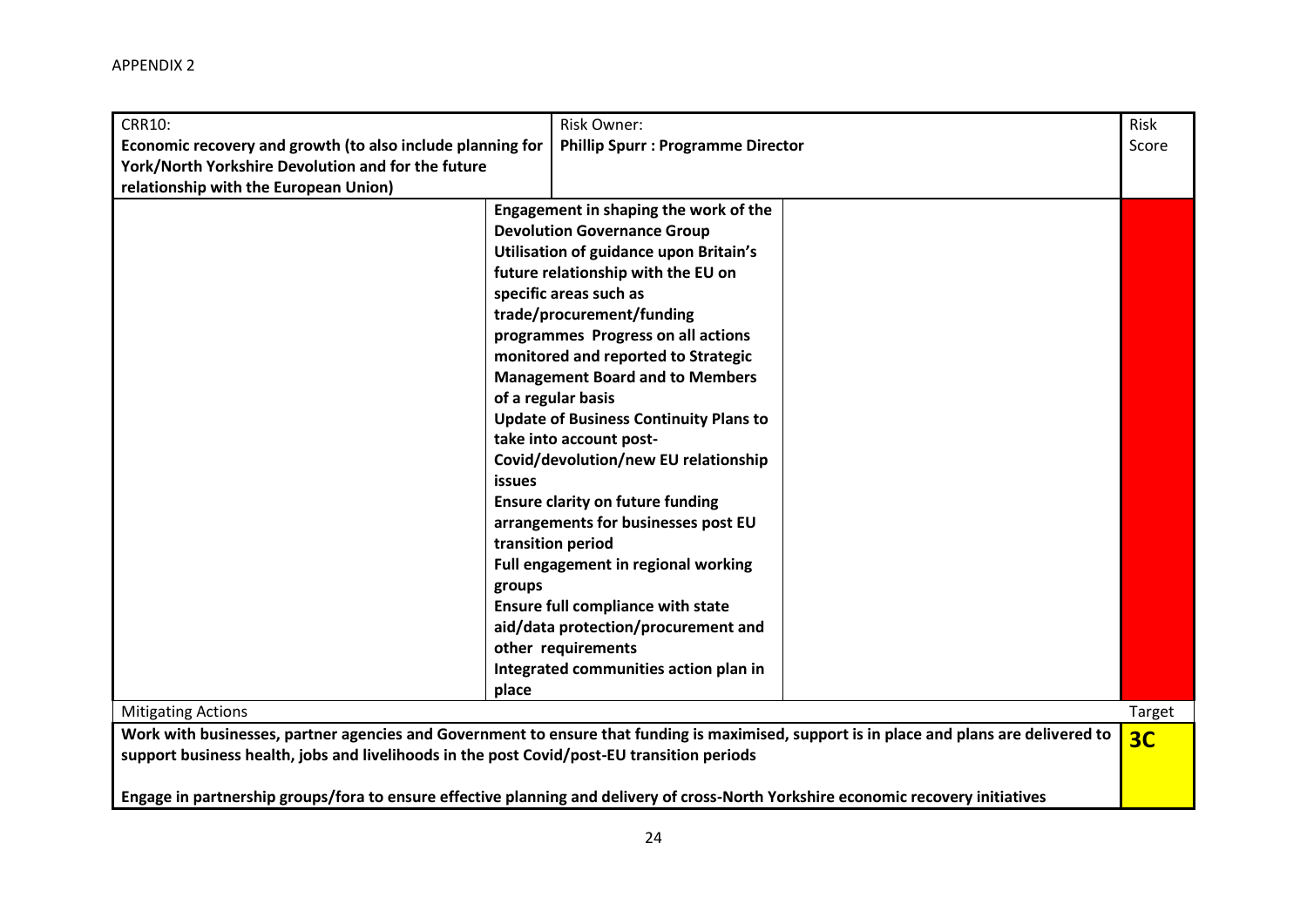APPENDIX 2

| CRR10: **Economic recovery and growth (to also include planning for York/North Yorkshire Devolution and for the future relationship with the European Union)** | Risk Owner: **Phillip Spurr : Programme Director** | | Risk Score |
|---|---|---|---|
| | **Engagement in shaping the work of the Devolution Governance Group**<br>**Utilisation of guidance upon Britain's future relationship with the EU on specific areas such as trade/procurement/funding programmes Progress on all actions monitored and reported to Strategic Management Board and to Members of a regular basis**<br>**Update of Business Continuity Plans to take into account post-Covid/devolution/new EU relationship issues**<br>**Ensure clarity on future funding arrangements for businesses post EU transition period**<br>**Full engagement in regional working groups**<br>**Ensure full compliance with state aid/data protection/procurement and other requirements**<br>**Integrated communities action plan in place** | | |
| Mitigating Actions | | | Target |
| **Work with businesses, partner agencies and Government to ensure that funding is maximised, support is in place and plans are delivered to support business health, jobs and livelihoods in the post Covid/post-EU transition periods**<br><br>**Engage in partnership groups/fora to ensure effective planning and delivery of cross-North Yorkshire economic recovery initiatives** | | | **3C** |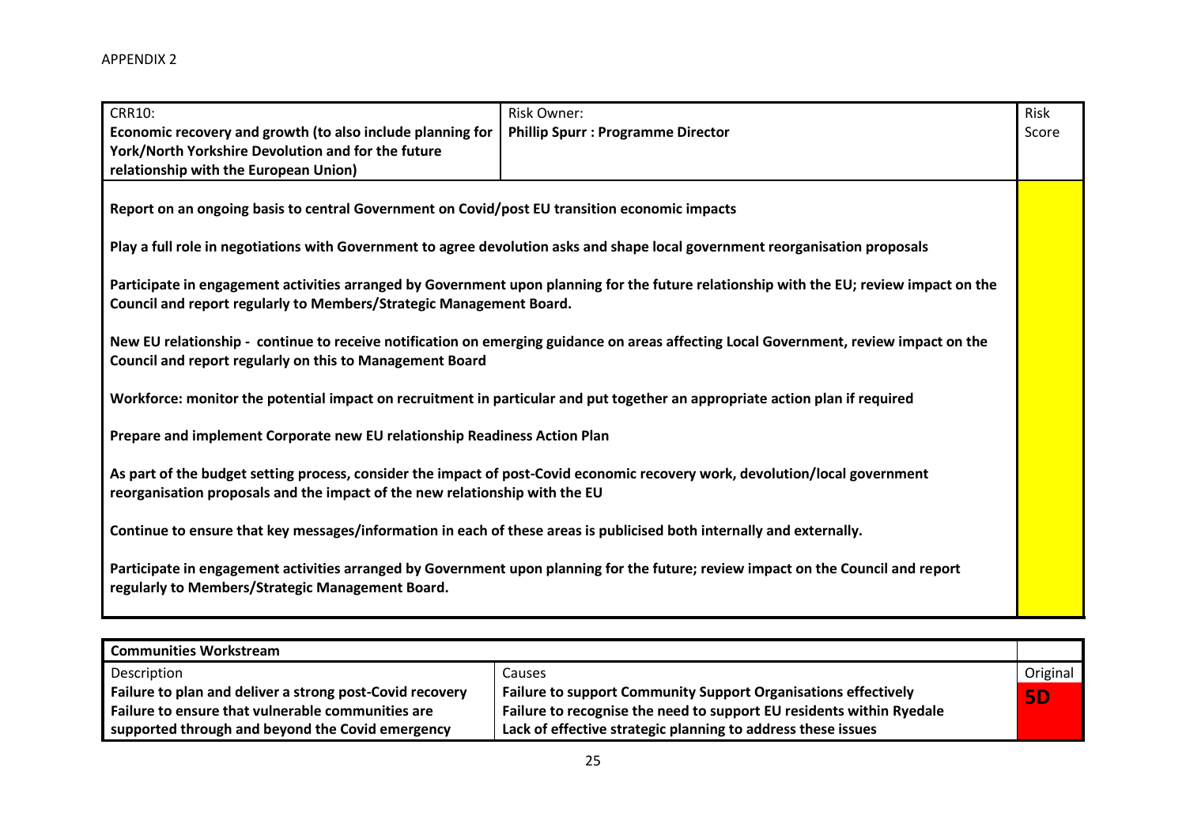APPENDIX 2

| CRR10: **Economic recovery and growth (to also include planning for York/North Yorkshire Devolution and for the future relationship with the European Union)** | Risk Owner: **Phillip Spurr : Programme Director** | Risk Score |
|---|---|---|
| **Report on an ongoing basis to central Government on Covid/post EU transition economic impacts**<br><br>**Play a full role in negotiations with Government to agree devolution asks and shape local government reorganisation proposals**<br><br>**Participate in engagement activities arranged by Government upon planning for the future relationship with the EU; review impact on the Council and report regularly to Members/Strategic Management Board.**<br><br>**New EU relationship - continue to receive notification on emerging guidance on areas affecting Local Government, review impact on the Council and report regularly on this to Management Board**<br><br>**Workforce: monitor the potential impact on recruitment in particular and put together an appropriate action plan if required**<br><br>**Prepare and implement Corporate new EU relationship Readiness Action Plan**<br><br>**As part of the budget setting process, consider the impact of post-Covid economic recovery work, devolution/local government reorganisation proposals and the impact of the new relationship with the EU**<br><br>**Continue to ensure that key messages/information in each of these areas is publicised both internally and externally.**<br><br>**Participate in engagement activities arranged by Government upon planning for the future; review impact on the Council and report regularly to Members/Strategic Management Board.** | | |

| **Communities Workstream** | | |
|---|---|---|
| Description | Causes | Original |
| **Failure to plan and deliver a strong post-Covid recovery**<br>**Failure to ensure that vulnerable communities are supported through and beyond the Covid emergency** | **Failure to support Community Support Organisations effectively**<br>**Failure to recognise the need to support EU residents within Ryedale**<br>**Lack of effective strategic planning to address these issues** | **5D** |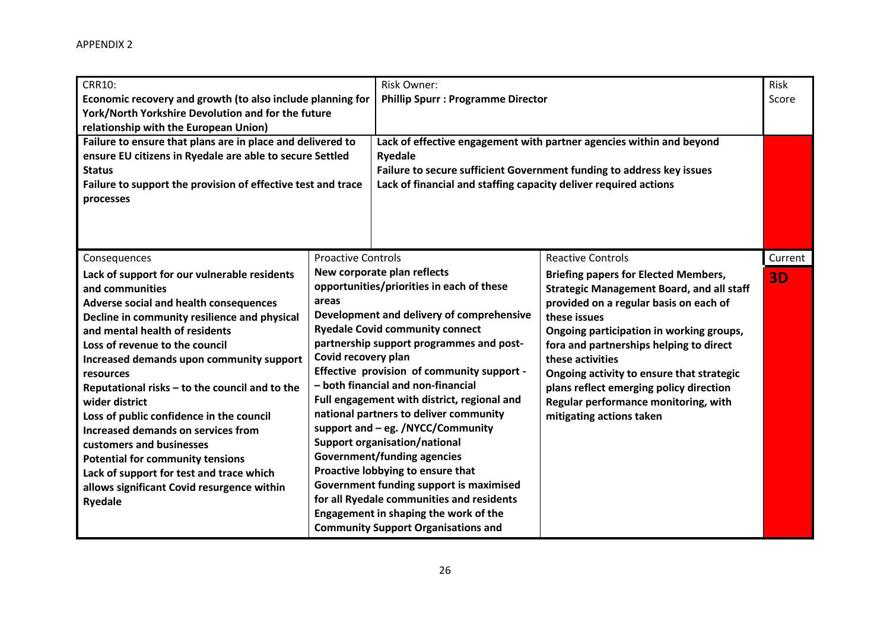APPENDIX 2

| CRR10: **Economic recovery and growth (to also include planning for York/North Yorkshire Devolution and for the future relationship with the European Union)** | | Risk Owner: **Phillip Spurr : Programme Director** | | Risk Score |
|---|---|---|---|---|
| **Failure to ensure that plans are in place and delivered to ensure EU citizens in Ryedale are able to secure Settled Status**<br>**Failure to support the provision of effective test and trace processes** | | **Lack of effective engagement with partner agencies within and beyond Ryedale**<br>**Failure to secure sufficient Government funding to address key issues**<br>**Lack of financial and staffing capacity deliver required actions** | | |
| Consequences | Proactive Controls | | Reactive Controls | Current |
| **Lack of support for our vulnerable residents and communities**<br>**Adverse social and health consequences**<br>**Decline in community resilience and physical and mental health of residents**<br>**Loss of revenue to the council**<br>**Increased demands upon community support resources**<br>**Reputational risks – to the council and to the wider district**<br>**Loss of public confidence in the council**<br>**Increased demands on services from customers and businesses**<br>**Potential for community tensions**<br>**Lack of support for test and trace which allows significant Covid resurgence within Ryedale** | **New corporate plan reflects opportunities/priorities in each of these areas**<br>**Development and delivery of comprehensive Ryedale Covid community connect partnership support programmes and post-Covid recovery plan**<br>**Effective provision of community support - – both financial and non-financial**<br>**Full engagement with district, regional and national partners to deliver community support and – eg. /NYCC/Community Support organisation/national Government/funding agencies**<br>**Proactive lobbying to ensure that Government funding support is maximised for all Ryedale communities and residents**<br>**Engagement in shaping the work of the Community Support Organisations and** | | **Briefing papers for Elected Members, Strategic Management Board, and all staff provided on a regular basis on each of these issues**<br>**Ongoing participation in working groups, fora and partnerships helping to direct these activities**<br>**Ongoing activity to ensure that strategic plans reflect emerging policy direction**<br>**Regular performance monitoring, with mitigating actions taken** | **3D** |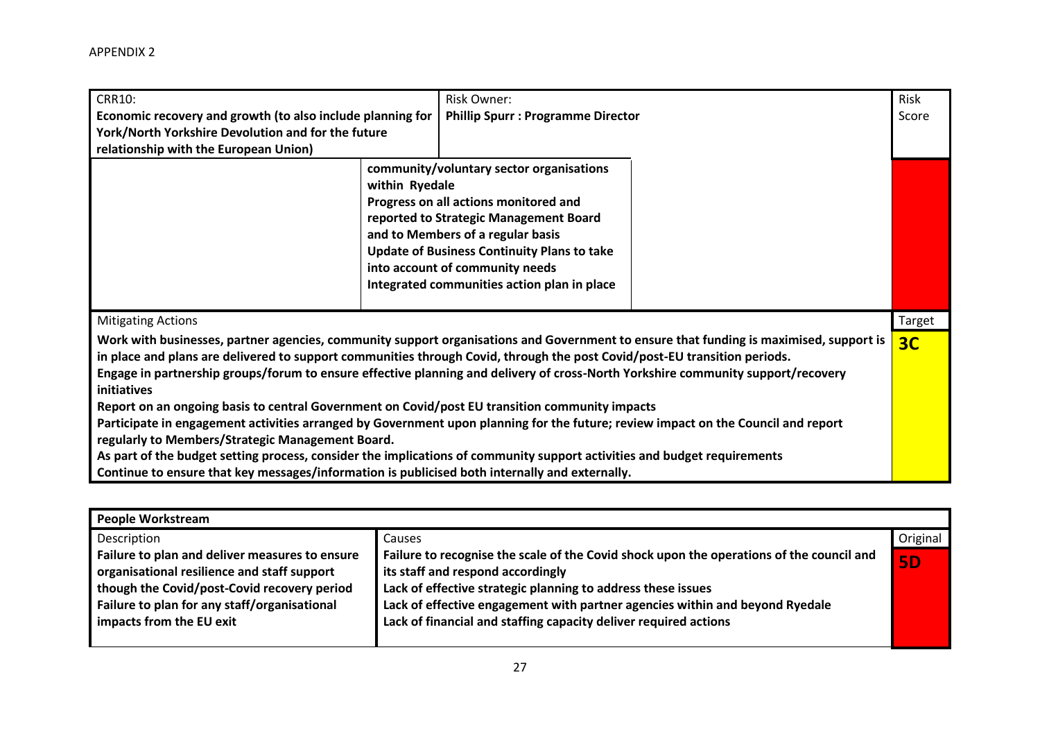APPENDIX 2

| CRR10: **Economic recovery and growth (to also include planning for York/North Yorkshire Devolution and for the future relationship with the European Union)** | Risk Owner: **Phillip Spurr : Programme Director** | | Risk Score |
|---|---|---|---|
| | **community/voluntary sector organisations within Ryedale**<br>**Progress on all actions monitored and reported to Strategic Management Board and to Members of a regular basis**<br>**Update of Business Continuity Plans to take into account of community needs**<br>**Integrated communities action plan in place** | | |
| Mitigating Actions | | | Target |
| **Work with businesses, partner agencies, community support organisations and Government to ensure that funding is maximised, support is in place and plans are delivered to support communities through Covid, through the post Covid/post-EU transition periods.**<br>**Engage in partnership groups/forum to ensure effective planning and delivery of cross-North Yorkshire community support/recovery initiatives**<br>**Report on an ongoing basis to central Government on Covid/post EU transition community impacts**<br>**Participate in engagement activities arranged by Government upon planning for the future; review impact on the Council and report regularly to Members/Strategic Management Board.**<br>**As part of the budget setting process, consider the implications of community support activities and budget requirements**<br>**Continue to ensure that key messages/information is publicised both internally and externally.** | | | **3C** |

| **People Workstream** | | |
|---|---|---|
| Description | Causes | Original |
| **Failure to plan and deliver measures to ensure organisational resilience and staff support though the Covid/post-Covid recovery period**<br>**Failure to plan for any staff/organisational impacts from the EU exit** | **Failure to recognise the scale of the Covid shock upon the operations of the council and its staff and respond accordingly**<br>**Lack of effective strategic planning to address these issues**<br>**Lack of effective engagement with partner agencies within and beyond Ryedale**<br>**Lack of financial and staffing capacity deliver required actions** | **5D** |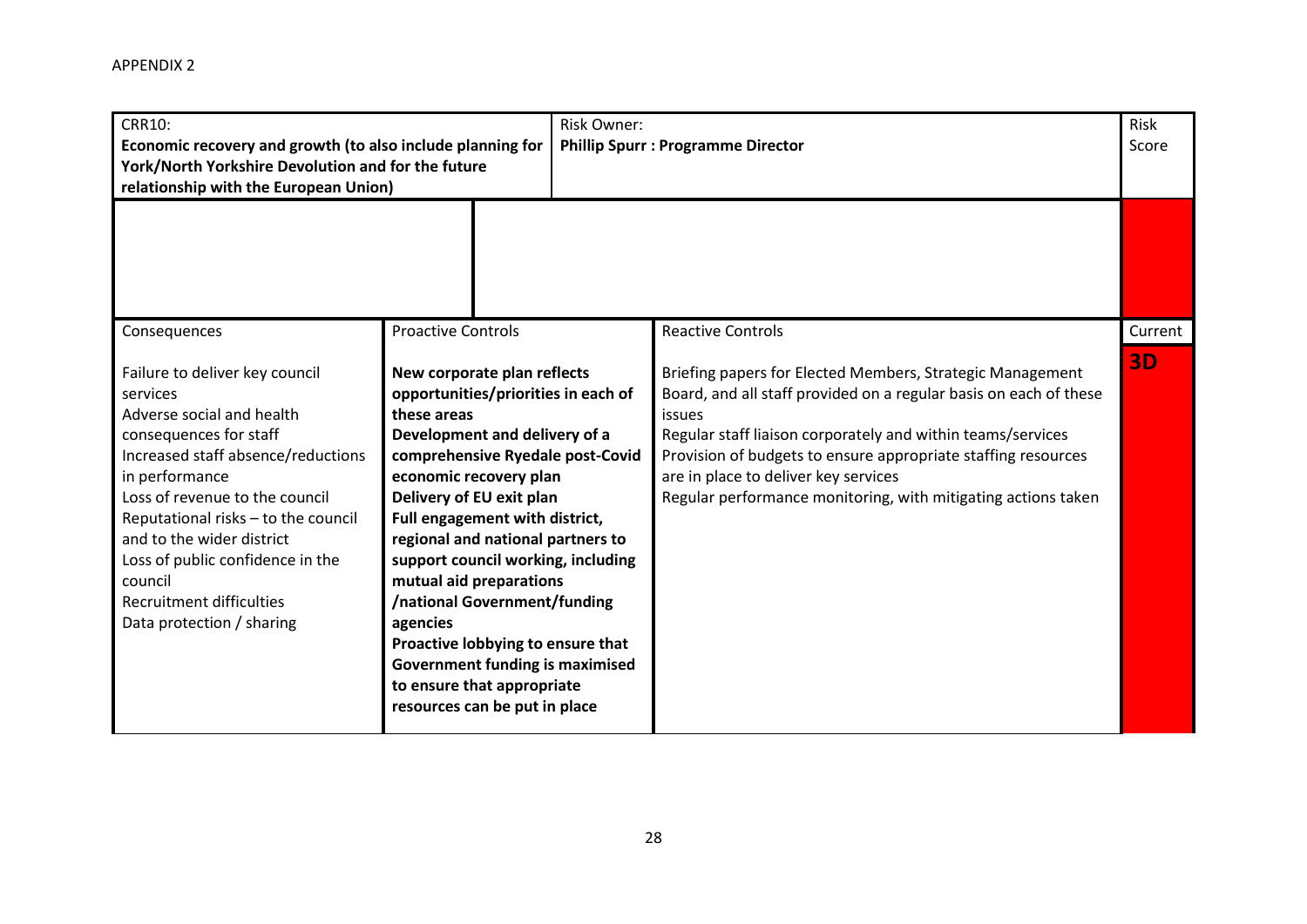APPENDIX 2

| CRR10: **Economic recovery and growth (to also include planning for York/North Yorkshire Devolution and for the future relationship with the European Union)** | | Risk Owner: **Phillip Spurr : Programme Director** | | Risk Score |
|---|---|---|---|---|
| | | | | |
| Consequences | Proactive Controls | | Reactive Controls | Current |
| Failure to deliver key council services<br>Adverse social and health consequences for staff<br>Increased staff absence/reductions in performance<br>Loss of revenue to the council<br>Reputational risks – to the council and to the wider district<br>Loss of public confidence in the council<br>Recruitment difficulties<br>Data protection / sharing | **New corporate plan reflects opportunities/priorities in each of these areas**<br>**Development and delivery of a comprehensive Ryedale post-Covid economic recovery plan**<br>**Delivery of EU exit plan**<br>**Full engagement with district, regional and national partners to support council working, including mutual aid preparations /national Government/funding agencies**<br>**Proactive lobbying to ensure that Government funding is maximised to ensure that appropriate resources can be put in place** | | Briefing papers for Elected Members, Strategic Management Board, and all staff provided on a regular basis on each of these issues<br>Regular staff liaison corporately and within teams/services<br>Provision of budgets to ensure appropriate staffing resources are in place to deliver key services<br>Regular performance monitoring, with mitigating actions taken | **3D** |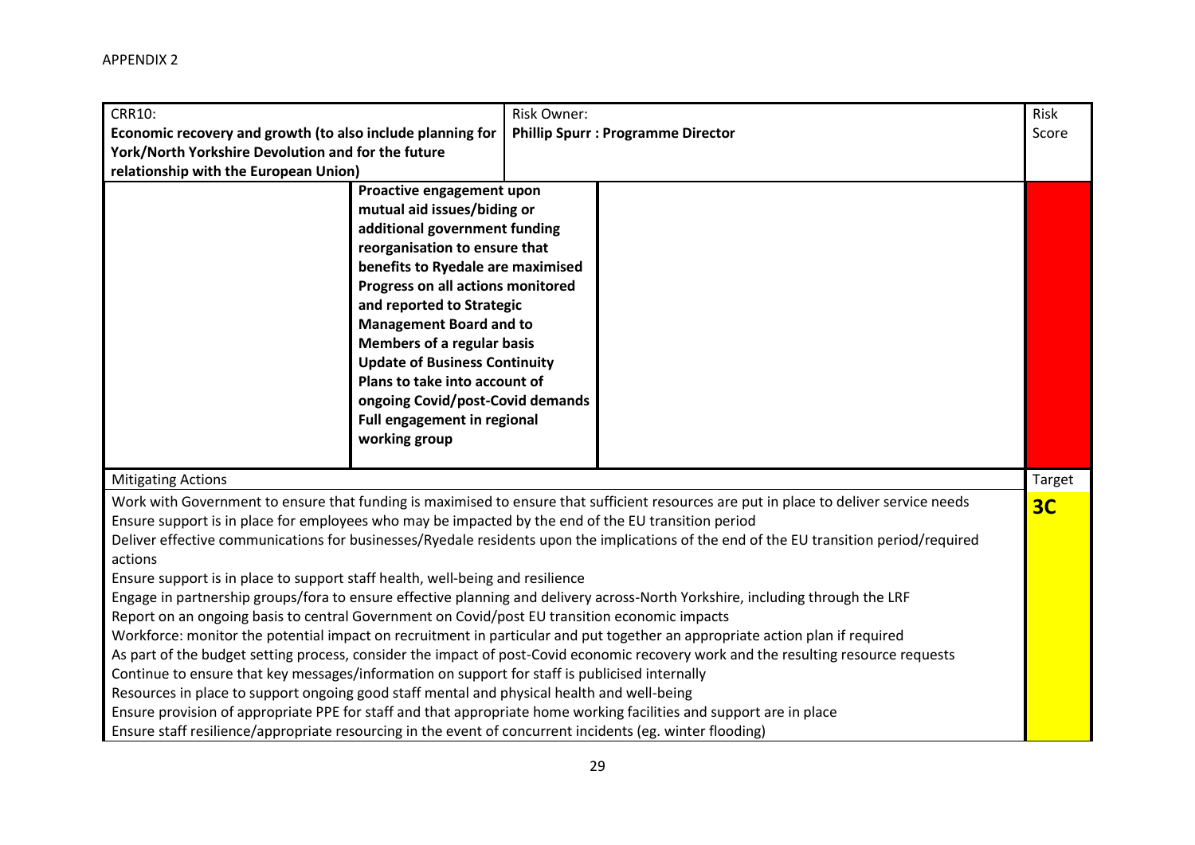APPENDIX 2

| CRR10: **Economic recovery and growth (to also include planning for York/North Yorkshire Devolution and for the future relationship with the European Union)** | | Risk Owner: **Phillip Spurr : Programme Director** | Risk Score |
|---|---|---|---|
| | **Proactive engagement upon mutual aid issues/biding or additional government funding reorganisation to ensure that benefits to Ryedale are maximised Progress on all actions monitored and reported to Strategic Management Board and to Members of a regular basis Update of Business Continuity Plans to take into account of ongoing Covid/post-Covid demands Full engagement in regional working group** | | |
| Mitigating Actions | | | Target |
| Work with Government to ensure that funding is maximised to ensure that sufficient resources are put in place to deliver service needs<br>Ensure support is in place for employees who may be impacted by the end of the EU transition period<br>Deliver effective communications for businesses/Ryedale residents upon the implications of the end of the EU transition period/required actions<br>Ensure support is in place to support staff health, well-being and resilience<br>Engage in partnership groups/fora to ensure effective planning and delivery across-North Yorkshire, including through the LRF<br>Report on an ongoing basis to central Government on Covid/post EU transition economic impacts<br>Workforce: monitor the potential impact on recruitment in particular and put together an appropriate action plan if required<br>As part of the budget setting process, consider the impact of post-Covid economic recovery work and the resulting resource requests<br>Continue to ensure that key messages/information on support for staff is publicised internally<br>Resources in place to support ongoing good staff mental and physical health and well-being<br>Ensure provision of appropriate PPE for staff and that appropriate home working facilities and support are in place<br>Ensure staff resilience/appropriate resourcing in the event of concurrent incidents (eg. winter flooding) | | | **3C** |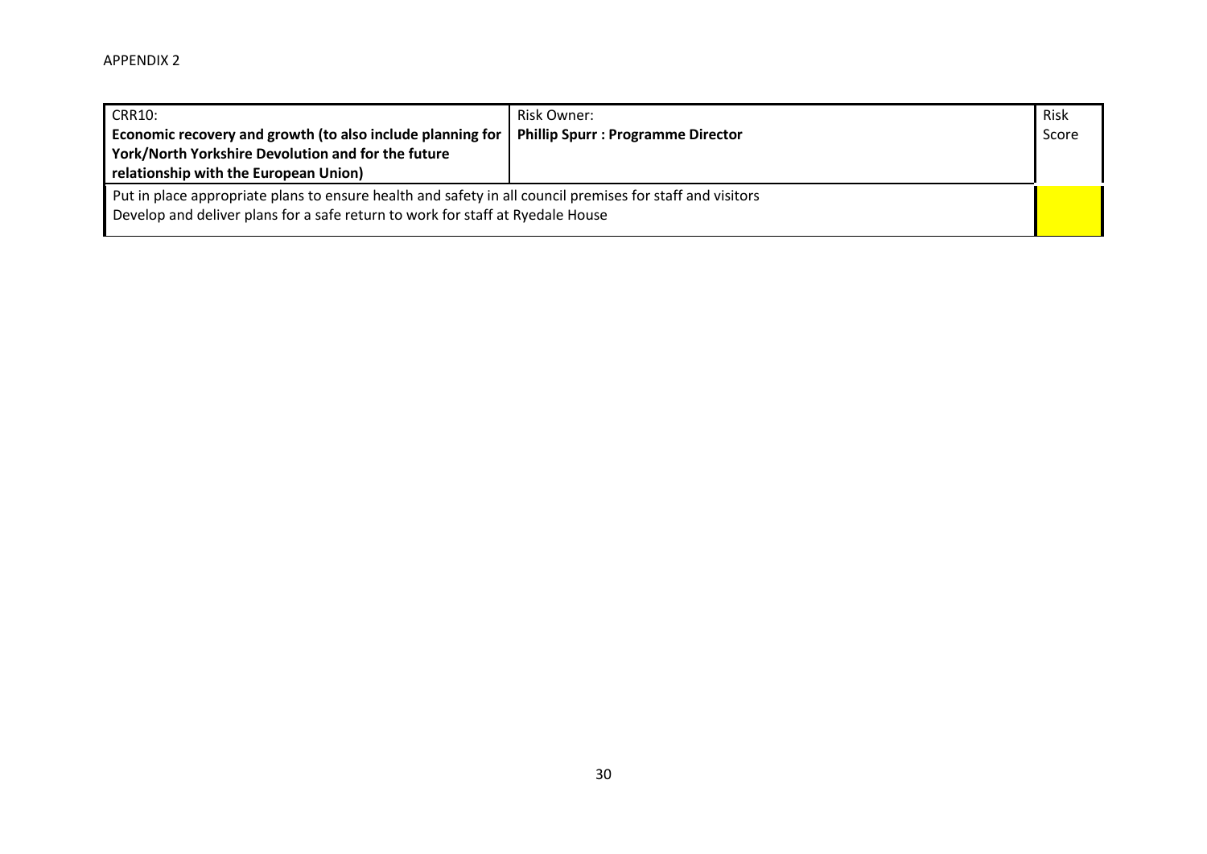APPENDIX 2

| CRR10: **Economic recovery and growth (to also include planning for York/North Yorkshire Devolution and for the future relationship with the European Union)** | Risk Owner: **Phillip Spurr : Programme Director** | Risk Score |
| --- | --- | --- |
| Put in place appropriate plans to ensure health and safety in all council premises for staff and visitors<br>Develop and deliver plans for a safe return to work for staff at Ryedale House | | |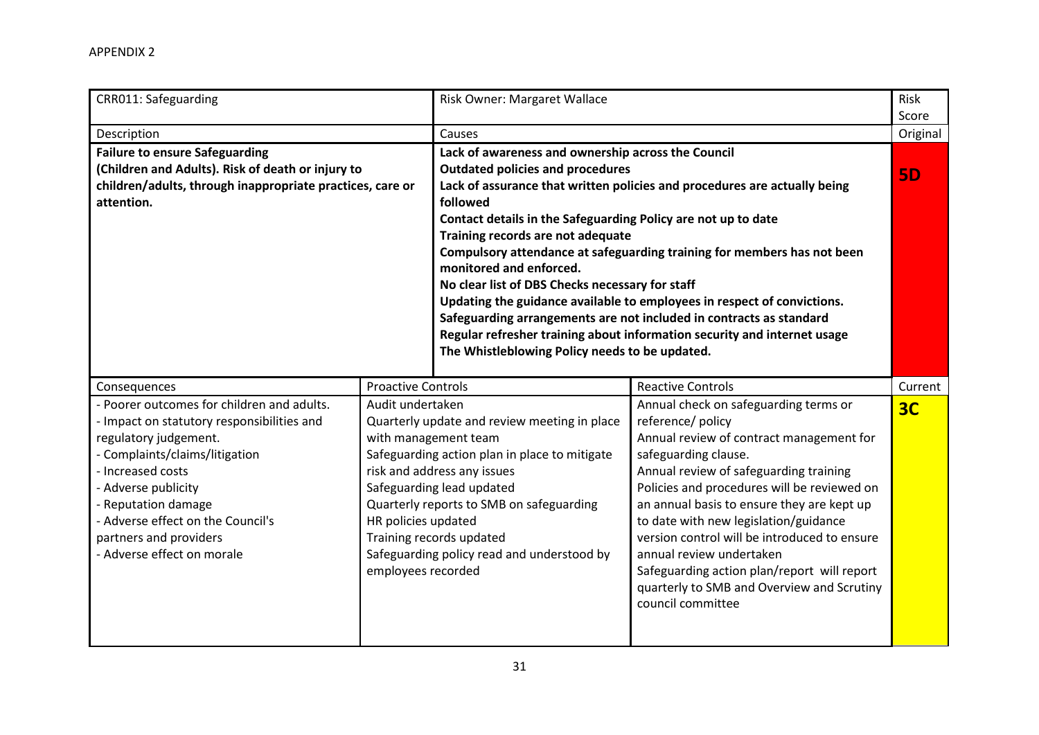APPENDIX 2

| CRR011: Safeguarding | | Risk Owner: Margaret Wallace | | Risk Score |
|---|---|---|---|---|
| Description | | Causes | | Original |
| **Failure to ensure Safeguarding (Children and Adults). Risk of death or injury to children/adults, through inappropriate practices, care or attention.** | | **Lack of awareness and ownership across the Council**<br>**Outdated policies and procedures**<br>**Lack of assurance that written policies and procedures are actually being followed**<br>**Contact details in the Safeguarding Policy are not up to date**<br>**Training records are not adequate**<br>**Compulsory attendance at safeguarding training for members has not been monitored and enforced.**<br>**No clear list of DBS Checks necessary for staff**<br>**Updating the guidance available to employees in respect of convictions.**<br>**Safeguarding arrangements are not included in contracts as standard**<br>**Regular refresher training about information security and internet usage**<br>**The Whistleblowing Policy needs to be updated.** | | **5D** |
| Consequences | Proactive Controls | | Reactive Controls | Current |
| - Poorer outcomes for children and adults.<br>- Impact on statutory responsibilities and regulatory judgement.<br>- Complaints/claims/litigation<br>- Increased costs<br>- Adverse publicity<br>- Reputation damage<br>- Adverse effect on the Council's partners and providers<br>- Adverse effect on morale | Audit undertaken<br>Quarterly update and review meeting in place with management team<br>Safeguarding action plan in place to mitigate risk and address any issues<br>Safeguarding lead updated<br>Quarterly reports to SMB on safeguarding<br>HR policies updated<br>Training records updated<br>Safeguarding policy read and understood by employees recorded | | Annual check on safeguarding terms or reference/ policy<br>Annual review of contract management for safeguarding clause.<br>Annual review of safeguarding training<br>Policies and procedures will be reviewed on an annual basis to ensure they are kept up to date with new legislation/guidance<br>version control will be introduced to ensure annual review undertaken<br>Safeguarding action plan/report will report quarterly to SMB and Overview and Scrutiny council committee | **3C** |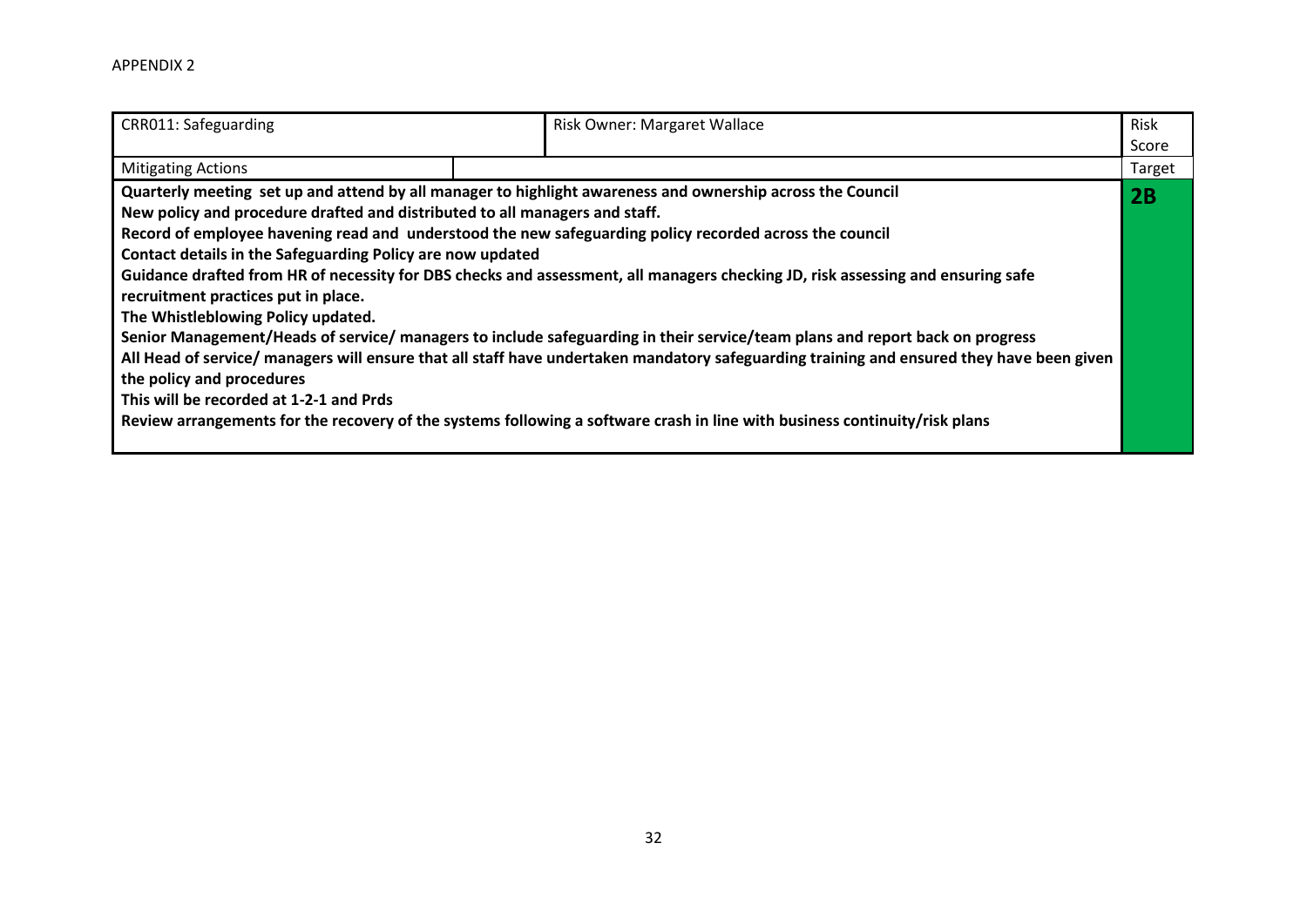APPENDIX 2

| | | |
|---|---|---|
| CRR011: Safeguarding | Risk Owner: Margaret Wallace | Risk Score |
| Mitigating Actions | | Target |
| **Quarterly meeting set up and attend by all manager to highlight awareness and ownership across the Council**<br>**New policy and procedure drafted and distributed to all managers and staff.**<br>**Record of employee havening read and understood the new safeguarding policy recorded across the council**<br>**Contact details in the Safeguarding Policy are now updated**<br>**Guidance drafted from HR of necessity for DBS checks and assessment, all managers checking JD, risk assessing and ensuring safe recruitment practices put in place.**<br>**The Whistleblowing Policy updated.**<br>**Senior Management/Heads of service/ managers to include safeguarding in their service/team plans and report back on progress**<br>**All Head of service/ managers will ensure that all staff have undertaken mandatory safeguarding training and ensured they have been given the policy and procedures**<br>**This will be recorded at 1-2-1 and Prds**<br>**Review arrangements for the recovery of the systems following a software crash in line with business continuity/risk plans** | | **2B** |